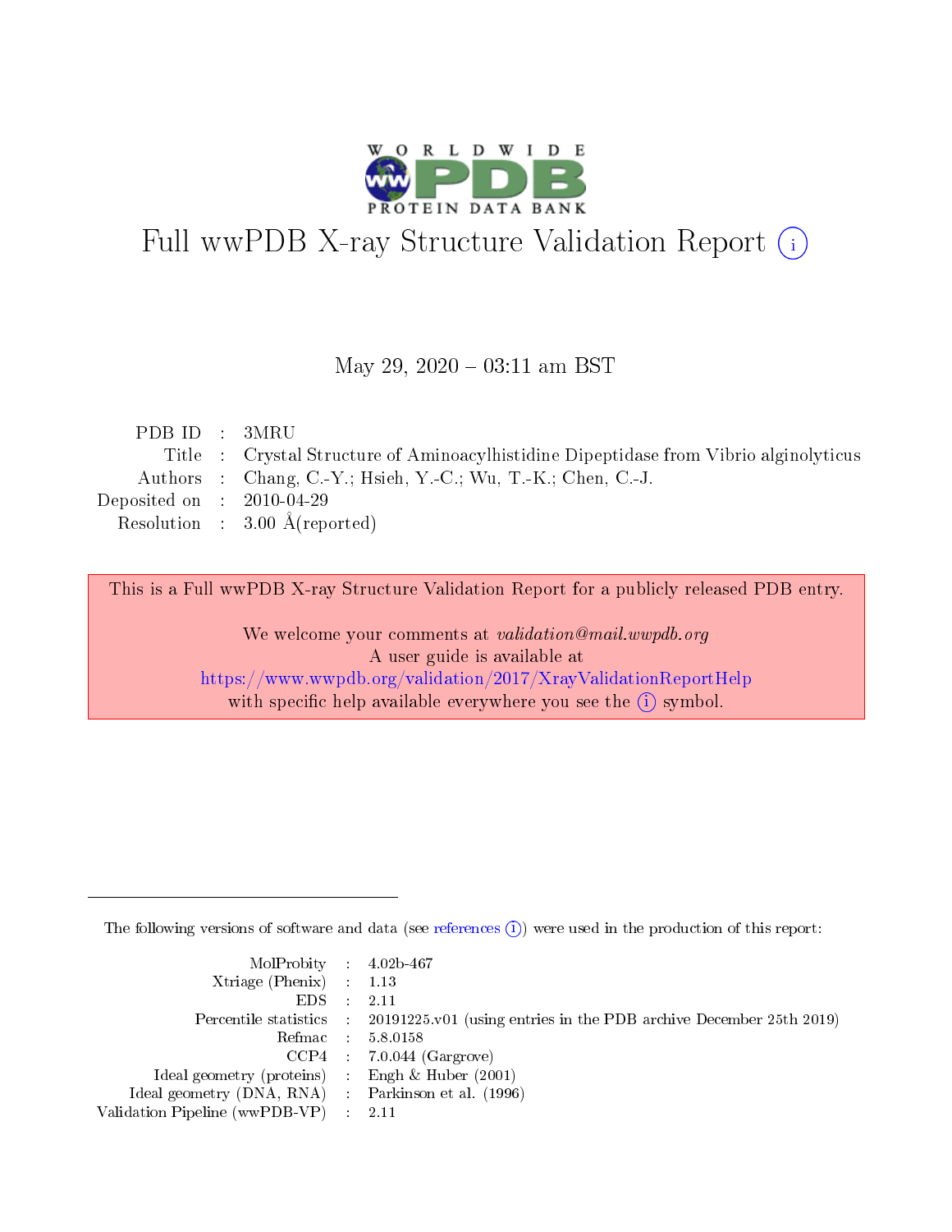# Full wwPDB X-ray Structure Validation Report

May 29, 2020 – 03:11 am BST

| | | |
|---|---|---|
| PDB ID | : | 3MRU |
| Title | : | Crystal Structure of Aminoacylhistidine Dipeptidase from Vibrio alginolyticus |
| Authors | : | Chang, C.-Y.; Hsieh, Y.-C.; Wu, T.-K.; Chen, C.-J. |
| Deposited on | : | 2010-04-29 |
| Resolution | : | 3.00 Å(reported) |

This is a Full wwPDB X-ray Structure Validation Report for a publicly released PDB entry.

We welcome your comments at *validation@mail.wwpdb.org*
A user guide is available at
https://www.wwpdb.org/validation/2017/XrayValidationReportHelp
with specific help available everywhere you see the (i) symbol.

---

The following versions of software and data (see references (i)) were used in the production of this report:

| | | |
|---|---|---|
| MolProbity | : | 4.02b-467 |
| Xtriage (Phenix) | : | 1.13 |
| EDS | : | 2.11 |
| Percentile statistics | : | 20191225.v01 (using entries in the PDB archive December 25th 2019) |
| Refmac | : | 5.8.0158 |
| CCP4 | : | 7.0.044 (Gargrove) |
| Ideal geometry (proteins) | : | Engh & Huber (2001) |
| Ideal geometry (DNA, RNA) | : | Parkinson et al. (1996) |
| Validation Pipeline (wwPDB-VP) | : | 2.11 |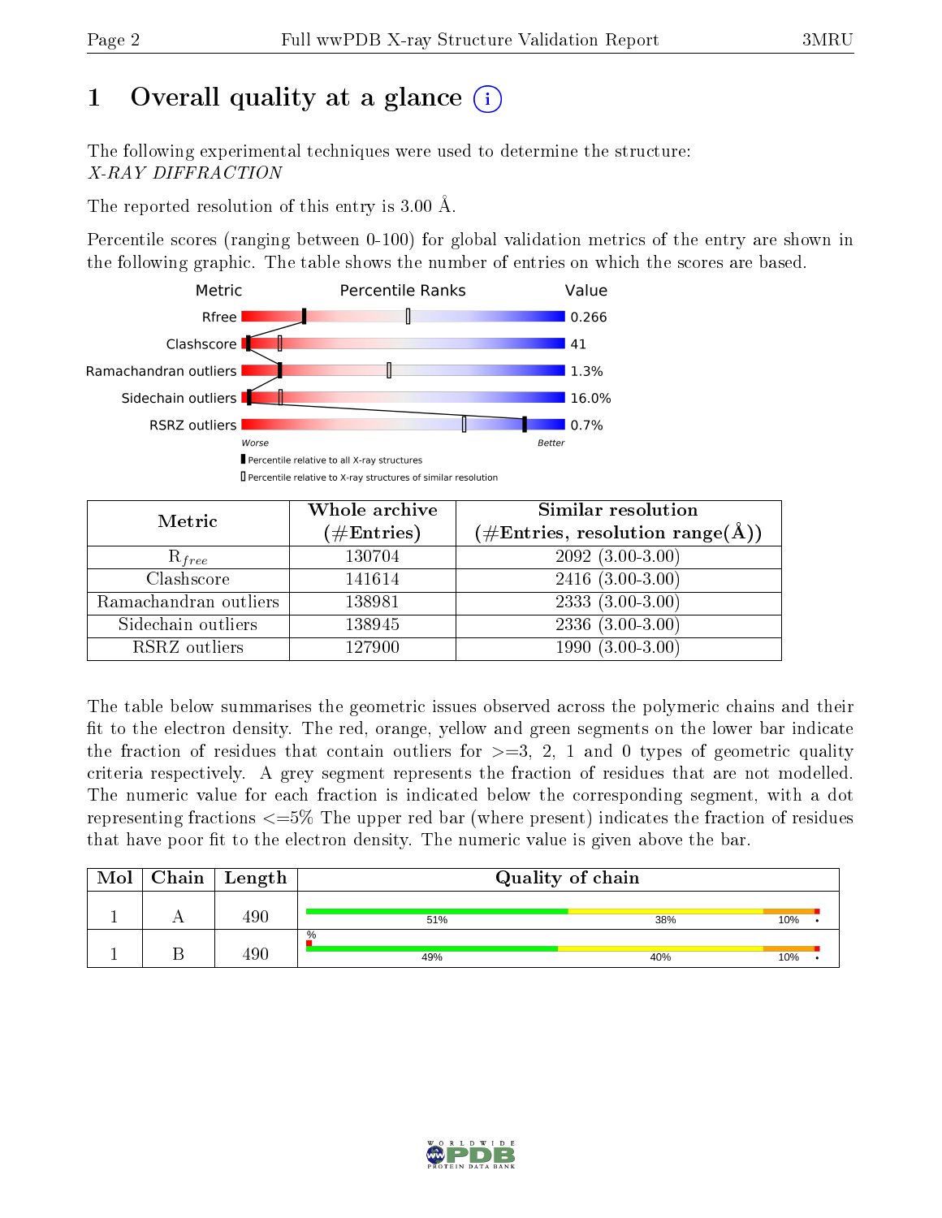# 1 Overall quality at a glance

The following experimental techniques were used to determine the structure:
*X-RAY DIFFRACTION*

The reported resolution of this entry is 3.00 Å.

Percentile scores (ranging between 0-100) for global validation metrics of the entry are shown in the following graphic. The table shows the number of entries on which the scores are based.

| Metric | Value |
|---|---|
| Rfree | 0.266 |
| Clashscore | 41 |
| Ramachandran outliers | 1.3% |
| Sidechain outliers | 16.0% |
| RSRZ outliers | 0.7% |

| Metric | Whole archive (#Entries) | Similar resolution (#Entries, resolution range(Å)) |
|---|---|---|
| $R_{free}$ | 130704 | 2092 (3.00-3.00) |
| Clashscore | 141614 | 2416 (3.00-3.00) |
| Ramachandran outliers | 138981 | 2333 (3.00-3.00) |
| Sidechain outliers | 138945 | 2336 (3.00-3.00) |
| RSRZ outliers | 127900 | 1990 (3.00-3.00) |

The table below summarises the geometric issues observed across the polymeric chains and their fit to the electron density. The red, orange, yellow and green segments on the lower bar indicate the fraction of residues that contain outliers for >=3, 2, 1 and 0 types of geometric quality criteria respectively. A grey segment represents the fraction of residues that are not modelled. The numeric value for each fraction is indicated below the corresponding segment, with a dot representing fractions <=5% The upper red bar (where present) indicates the fraction of residues that have poor fit to the electron density. The numeric value is given above the bar.

| Mol | Chain | Length | Quality of chain |
|---|---|---|---|
| 1 | A | 490 | 51% · 38% · 10% · • |
| 1 | B | 490 | % (upper bar); 49% · 40% · 10% · • |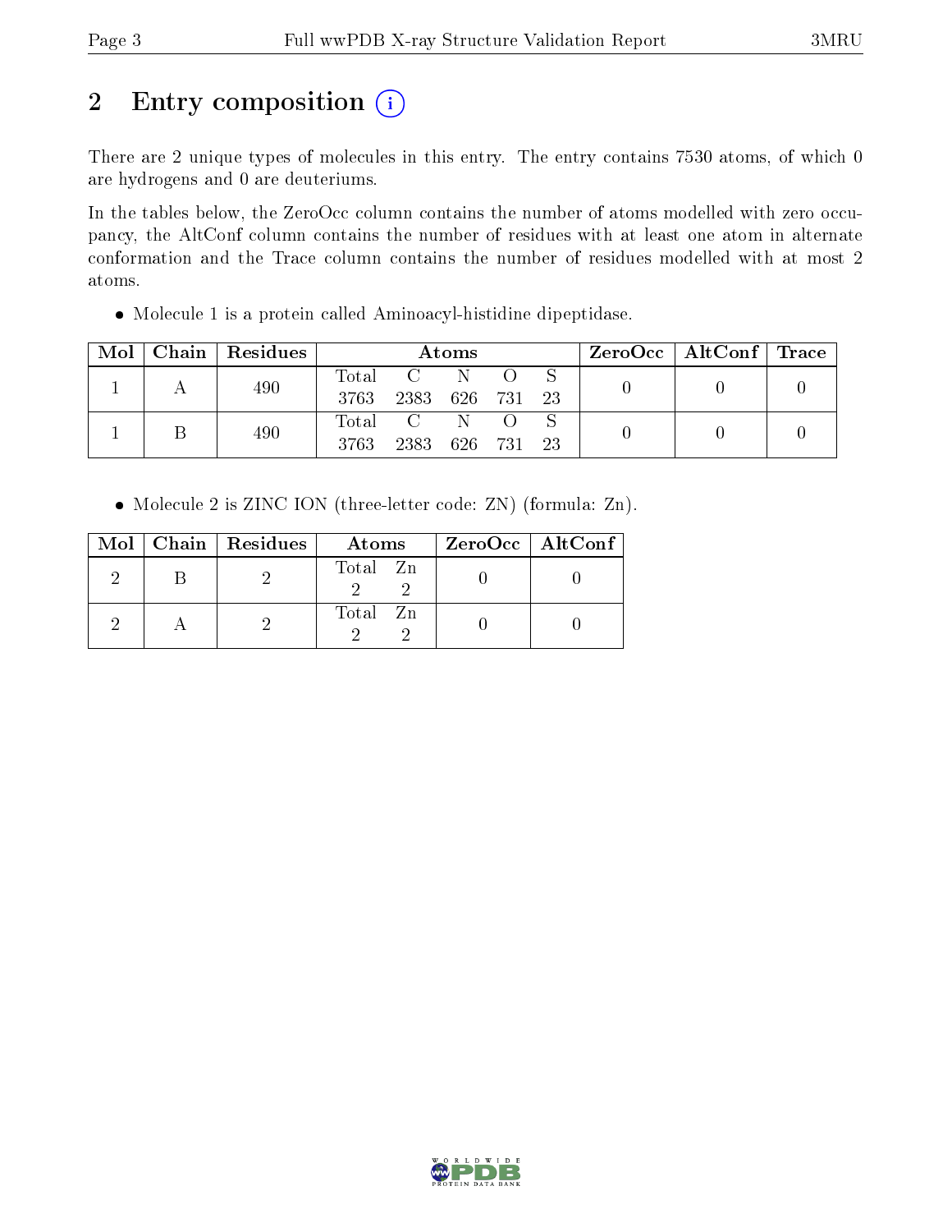# 2 Entry composition (i)

There are 2 unique types of molecules in this entry. The entry contains 7530 atoms, of which 0 are hydrogens and 0 are deuteriums.

In the tables below, the ZeroOcc column contains the number of atoms modelled with zero occupancy, the AltConf column contains the number of residues with at least one atom in alternate conformation and the Trace column contains the number of residues modelled with at most 2 atoms.

- Molecule 1 is a protein called Aminoacyl-histidine dipeptidase.

| Mol | Chain | Residues | Atoms | | | | | ZeroOcc | AltConf | Trace |
|---|---|---|---|---|---|---|---|---|---|---|
| 1 | A | 490 | Total<br>3763 | C<br>2383 | N<br>626 | O<br>731 | S<br>23 | 0 | 0 | 0 |
| 1 | B | 490 | Total<br>3763 | C<br>2383 | N<br>626 | O<br>731 | S<br>23 | 0 | 0 | 0 |

- Molecule 2 is ZINC ION (three-letter code: ZN) (formula: Zn).

| Mol | Chain | Residues | Atoms | | ZeroOcc | AltConf |
|---|---|---|---|---|---|---|
| 2 | B | 2 | Total<br>2 | Zn<br>2 | 0 | 0 |
| 2 | A | 2 | Total<br>2 | Zn<br>2 | 0 | 0 |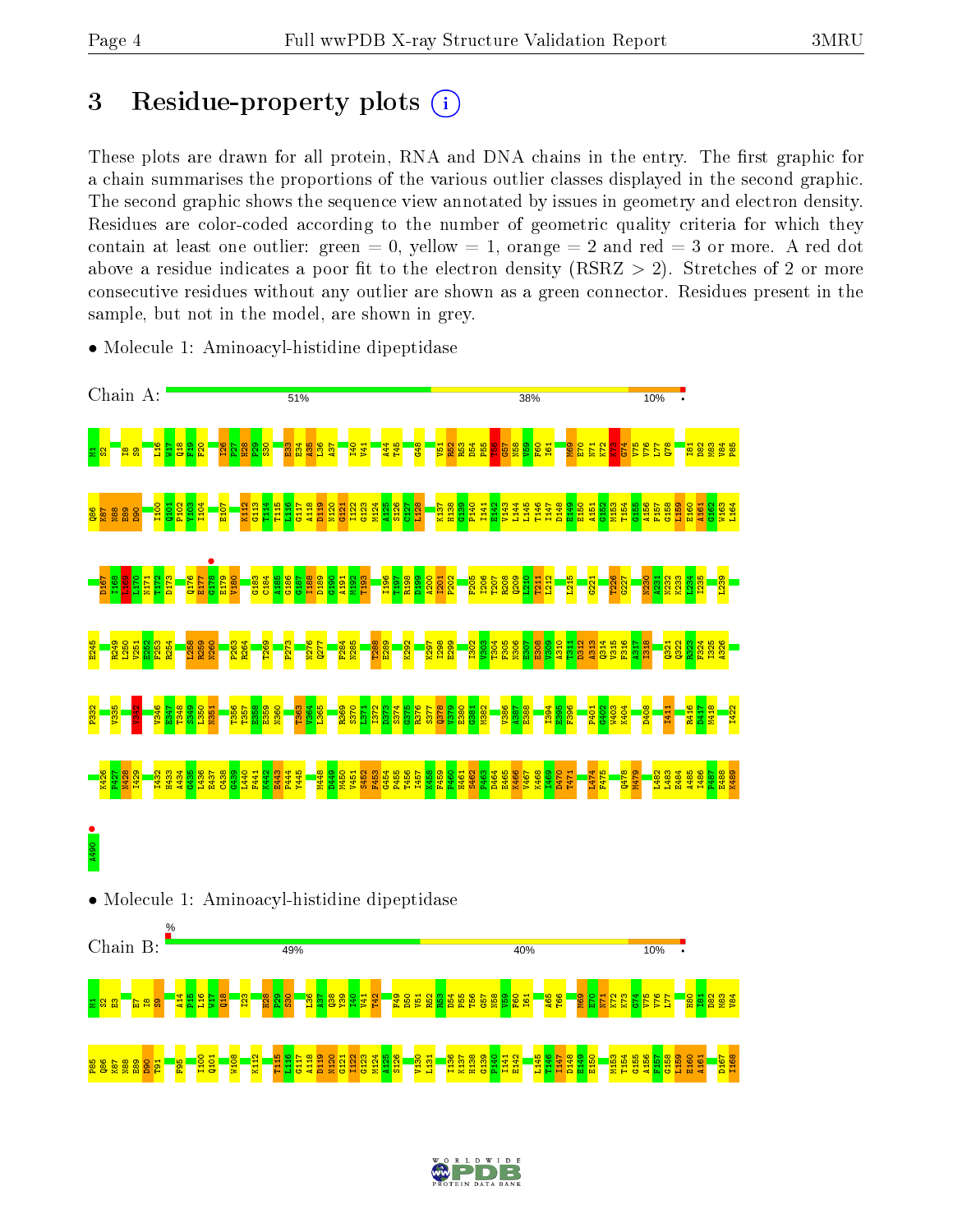# 3 Residue-property plots

These plots are drawn for all protein, RNA and DNA chains in the entry. The first graphic for a chain summarises the proportions of the various outlier classes displayed in the second graphic. The second graphic shows the sequence view annotated by issues in geometry and electron density. Residues are color-coded according to the number of geometric quality criteria for which they contain at least one outlier: green = 0, yellow = 1, orange = 2 and red = 3 or more. A red dot above a residue indicates a poor fit to the electron density (RSRZ > 2). Stretches of 2 or more consecutive residues without any outlier are shown as a green connector. Residues present in the sample, but not in the model, are shown in grey.

- Molecule 1: Aminoacyl-histidine dipeptidase

Chain A: 51% | 38% | 10%

- Molecule 1: Aminoacyl-histidine dipeptidase

Chain B: 49% | 40% | 10%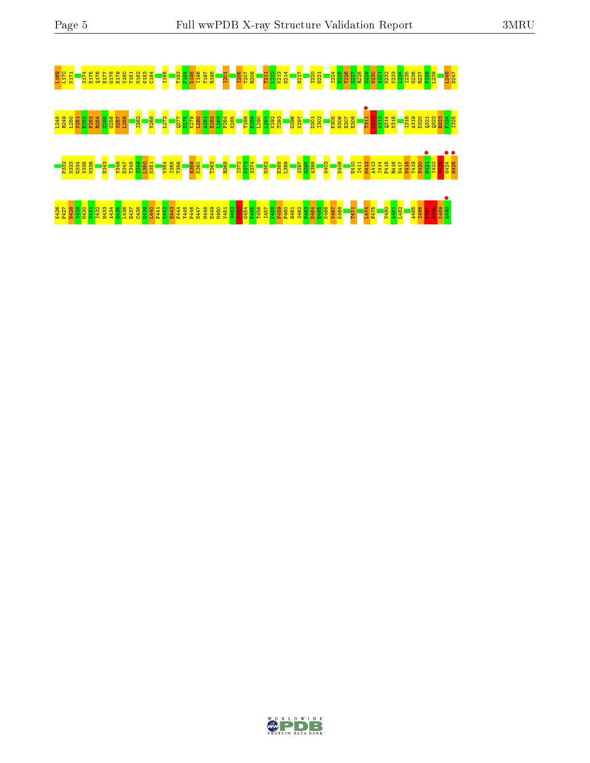I169 L170 N171 S174 E175 Q176 E177 G178 E179 V180 Y181 M182 G183 C184 I188 T193 F194 D195 I196 T197 R198 I201 I206 T207 R208 T211 L212 K213 G214 G217 S220 G221 Y224 H225 T226 G227 R228 G229 N230 A231 N232 K233 L234 I235 G236 R237 F238 L239 I246 D247

I248 R249 L250 V251 E252 F253 R254 G255 G256 S257 L258 I262 V268 L272 Q277 E278 K279 L280 A281 E282 L283 F284 N285 T288 E289 L290 L291 K292 T293 G296 K297 D301 I302 F305 N306 E307 E308 T311 D312 A313 Q314 V315 I318 A319 D320 Q321 Q322 R323 F324 I325

P332 N333 G334 V335 M336 E343 V346 E347 T348 S349 L350 N351 V354 I355 T356 E359 N360 T363 R369 I372 D373 S374 M382 E388 L389 S397 G398 A399 W403 D406 E410 I411 M412 A413 I414 F415 R416 D417 M418 Y419 E420 G421 I422 V423 G424 H425

K426 P427 N428 I429 N430 V431 I432 H433 A434 G435 L436 E437 C438 G439 I440 F441 K442 E443 P444 Y445 P446 N447 M448 D449 M450 V451 S452 F453 G454 F455 T456 I457 K458 F459 P460 H461 S462 P463 D464 E465 K466 V467 K468 T471 L474 F475 V480 A481 L482 A485 I486 F487 K488 K489 A490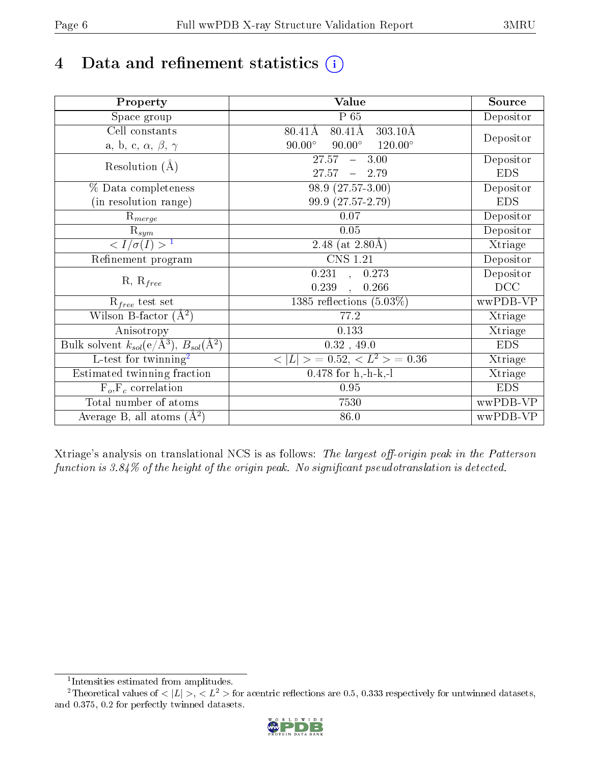# 4 Data and refinement statistics ⓘ

| Property | Value | Source |
|---|---|---|
| Space group | P 65 | Depositor |
| Cell constants<br>a, b, c, $\alpha$, $\beta$, $\gamma$ | 80.41Å 80.41Å 303.10Å<br>90.00° 90.00° 120.00° | Depositor |
| Resolution (Å) | 27.57 – 3.00<br>27.57 – 2.79 | Depositor<br>EDS |
| % Data completeness<br>(in resolution range) | 98.9 (27.57-3.00)<br>99.9 (27.57-2.79) | Depositor<br>EDS |
| $R_{merge}$ | 0.07 | Depositor |
| $R_{sym}$ | 0.05 | Depositor |
| $< I/\sigma(I) >$ [1] | 2.48 (at 2.80Å) | Xtriage |
| Refinement program | CNS 1.21 | Depositor |
| R, $R_{free}$ | 0.231 , 0.273<br>0.239 , 0.266 | Depositor<br>DCC |
| $R_{free}$ test set | 1385 reflections (5.03%) | wwPDB-VP |
| Wilson B-factor (Å$^2$) | 77.2 | Xtriage |
| Anisotropy | 0.133 | Xtriage |
| Bulk solvent $k_{sol}$(e/Å$^3$), $B_{sol}$(Å$^2$) | 0.32 , 49.0 | EDS |
| L-test for twinning[2] | $< \|L\| >= 0.52$, $< L^2 > = 0.36$ | Xtriage |
| Estimated twinning fraction | 0.478 for h,-h-k,-l | Xtriage |
| $F_o$,$F_c$ correlation | 0.95 | EDS |
| Total number of atoms | 7530 | wwPDB-VP |
| Average B, all atoms (Å$^2$) | 86.0 | wwPDB-VP |

Xtriage's analysis on translational NCS is as follows: *The largest off-origin peak in the Patterson function is 3.84% of the height of the origin peak. No significant pseudotranslation is detected.*

[1] Intensities estimated from amplitudes.

[2] Theoretical values of $< |L| >$, $< L^2 >$ for acentric reflections are 0.5, 0.333 respectively for untwinned datasets, and 0.375, 0.2 for perfectly twinned datasets.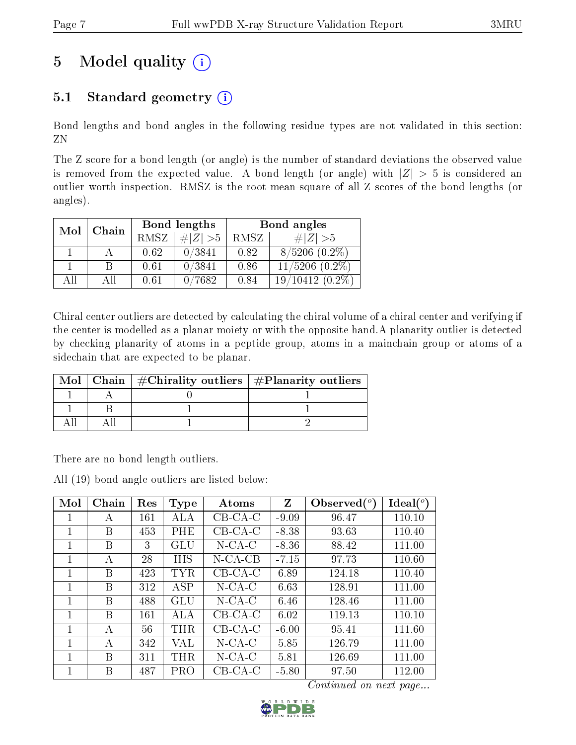# 5 Model quality (i)

## 5.1 Standard geometry (i)

Bond lengths and bond angles in the following residue types are not validated in this section: ZN

The Z score for a bond length (or angle) is the number of standard deviations the observed value is removed from the expected value. A bond length (or angle) with $|Z| > 5$ is considered an outlier worth inspection. RMSZ is the root-mean-square of all Z scores of the bond lengths (or angles).

| Mol | Chain | Bond lengths | | Bond angles | |
|---|---|---|---|---|---|
| | | RMSZ | #\|Z\| >5 | RMSZ | #\|Z\| >5 |
| 1 | A | 0.62 | 0/3841 | 0.82 | 8/5206 (0.2%) |
| 1 | B | 0.61 | 0/3841 | 0.86 | 11/5206 (0.2%) |
| All | All | 0.61 | 0/7682 | 0.84 | 19/10412 (0.2%) |

Chiral center outliers are detected by calculating the chiral volume of a chiral center and verifying if the center is modelled as a planar moiety or with the opposite hand.A planarity outlier is detected by checking planarity of atoms in a peptide group, atoms in a mainchain group or atoms of a sidechain that are expected to be planar.

| Mol | Chain | #Chirality outliers | #Planarity outliers |
|---|---|---|---|
| 1 | A | 0 | 1 |
| 1 | B | 1 | 1 |
| All | All | 1 | 2 |

There are no bond length outliers.

All (19) bond angle outliers are listed below:

| Mol | Chain | Res | Type | Atoms | Z | Observed($^o$) | Ideal($^o$) |
|---|---|---|---|---|---|---|---|
| 1 | A | 161 | ALA | CB-CA-C | -9.09 | 96.47 | 110.10 |
| 1 | B | 453 | PHE | CB-CA-C | -8.38 | 93.63 | 110.40 |
| 1 | B | 3 | GLU | N-CA-C | -8.36 | 88.42 | 111.00 |
| 1 | A | 28 | HIS | N-CA-CB | -7.15 | 97.73 | 110.60 |
| 1 | B | 423 | TYR | CB-CA-C | 6.89 | 124.18 | 110.40 |
| 1 | B | 312 | ASP | N-CA-C | 6.63 | 128.91 | 111.00 |
| 1 | B | 488 | GLU | N-CA-C | 6.46 | 128.46 | 111.00 |
| 1 | B | 161 | ALA | CB-CA-C | 6.02 | 119.13 | 110.10 |
| 1 | A | 56 | THR | CB-CA-C | -6.00 | 95.41 | 111.60 |
| 1 | A | 342 | VAL | N-CA-C | 5.85 | 126.79 | 111.00 |
| 1 | B | 311 | THR | N-CA-C | 5.81 | 126.69 | 111.00 |
| 1 | B | 487 | PRO | CB-CA-C | -5.80 | 97.50 | 112.00 |

*Continued on next page...*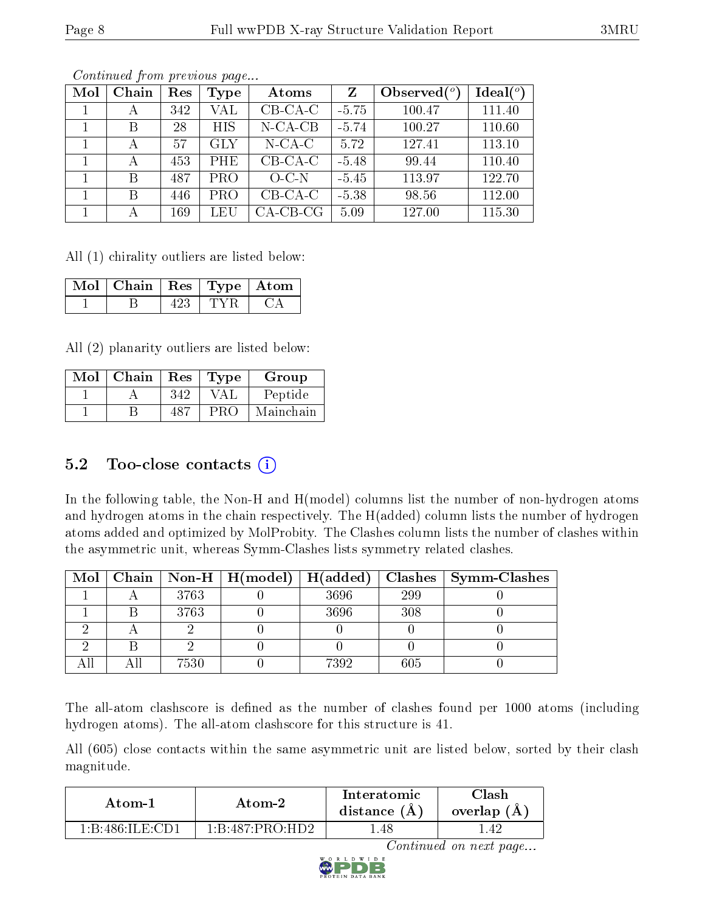*Continued from previous page...*

| Mol | Chain | Res | Type | Atoms | Z | Observed(°) | Ideal(°) |
|---|---|---|---|---|---|---|---|
| 1 | A | 342 | VAL | CB-CA-C | -5.75 | 100.47 | 111.40 |
| 1 | B | 28 | HIS | N-CA-CB | -5.74 | 100.27 | 110.60 |
| 1 | A | 57 | GLY | N-CA-C | 5.72 | 127.41 | 113.10 |
| 1 | A | 453 | PHE | CB-CA-C | -5.48 | 99.44 | 110.40 |
| 1 | B | 487 | PRO | O-C-N | -5.45 | 113.97 | 122.70 |
| 1 | B | 446 | PRO | CB-CA-C | -5.38 | 98.56 | 112.00 |
| 1 | A | 169 | LEU | CA-CB-CG | 5.09 | 127.00 | 115.30 |

All (1) chirality outliers are listed below:

| Mol | Chain | Res | Type | Atom |
|---|---|---|---|---|
| 1 | B | 423 | TYR | CA |

All (2) planarity outliers are listed below:

| Mol | Chain | Res | Type | Group |
|---|---|---|---|---|
| 1 | A | 342 | VAL | Peptide |
| 1 | B | 487 | PRO | Mainchain |

## 5.2 Too-close contacts

In the following table, the Non-H and H(model) columns list the number of non-hydrogen atoms and hydrogen atoms in the chain respectively. The H(added) column lists the number of hydrogen atoms added and optimized by MolProbity. The Clashes column lists the number of clashes within the asymmetric unit, whereas Symm-Clashes lists symmetry related clashes.

| Mol | Chain | Non-H | H(model) | H(added) | Clashes | Symm-Clashes |
|---|---|---|---|---|---|---|
| 1 | A | 3763 | 0 | 3696 | 299 | 0 |
| 1 | B | 3763 | 0 | 3696 | 308 | 0 |
| 2 | A | 2 | 0 | 0 | 0 | 0 |
| 2 | B | 2 | 0 | 0 | 0 | 0 |
| All | All | 7530 | 0 | 7392 | 605 | 0 |

The all-atom clashscore is defined as the number of clashes found per 1000 atoms (including hydrogen atoms). The all-atom clashscore for this structure is 41.

All (605) close contacts within the same asymmetric unit are listed below, sorted by their clash magnitude.

| Atom-1 | Atom-2 | Interatomic distance (Å) | Clash overlap (Å) |
|---|---|---|---|
| 1:B:486:ILE:CD1 | 1:B:487:PRO:HD2 | 1.48 | 1.42 |

*Continued on next page...*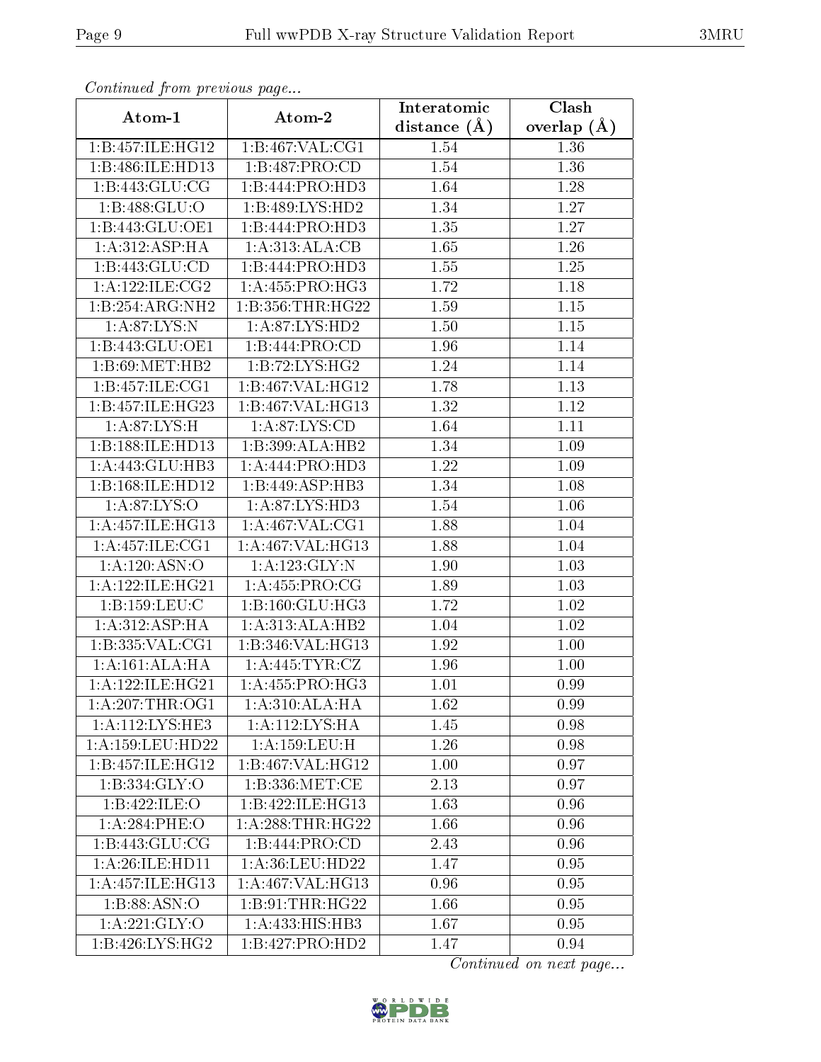*Continued from previous page...*

| Atom-1 | Atom-2 | Interatomic distance (Å) | Clash overlap (Å) |
|---|---|---|---|
| 1:B:457:ILE:HG12 | 1:B:467:VAL:CG1 | 1.54 | 1.36 |
| 1:B:486:ILE:HD13 | 1:B:487:PRO:CD | 1.54 | 1.36 |
| 1:B:443:GLU:CG | 1:B:444:PRO:HD3 | 1.64 | 1.28 |
| 1:B:488:GLU:O | 1:B:489:LYS:HD2 | 1.34 | 1.27 |
| 1:B:443:GLU:OE1 | 1:B:444:PRO:HD3 | 1.35 | 1.27 |
| 1:A:312:ASP:HA | 1:A:313:ALA:CB | 1.65 | 1.26 |
| 1:B:443:GLU:CD | 1:B:444:PRO:HD3 | 1.55 | 1.25 |
| 1:A:122:ILE:CG2 | 1:A:455:PRO:HG3 | 1.72 | 1.18 |
| 1:B:254:ARG:NH2 | 1:B:356:THR:HG22 | 1.59 | 1.15 |
| 1:A:87:LYS:N | 1:A:87:LYS:HD2 | 1.50 | 1.15 |
| 1:B:443:GLU:OE1 | 1:B:444:PRO:CD | 1.96 | 1.14 |
| 1:B:69:MET:HB2 | 1:B:72:LYS:HG2 | 1.24 | 1.14 |
| 1:B:457:ILE:CG1 | 1:B:467:VAL:HG12 | 1.78 | 1.13 |
| 1:B:457:ILE:HG23 | 1:B:467:VAL:HG13 | 1.32 | 1.12 |
| 1:A:87:LYS:H | 1:A:87:LYS:CD | 1.64 | 1.11 |
| 1:B:188:ILE:HD13 | 1:B:399:ALA:HB2 | 1.34 | 1.09 |
| 1:A:443:GLU:HB3 | 1:A:444:PRO:HD3 | 1.22 | 1.09 |
| 1:B:168:ILE:HD12 | 1:B:449:ASP:HB3 | 1.34 | 1.08 |
| 1:A:87:LYS:O | 1:A:87:LYS:HD3 | 1.54 | 1.06 |
| 1:A:457:ILE:HG13 | 1:A:467:VAL:CG1 | 1.88 | 1.04 |
| 1:A:457:ILE:CG1 | 1:A:467:VAL:HG13 | 1.88 | 1.04 |
| 1:A:120:ASN:O | 1:A:123:GLY:N | 1.90 | 1.03 |
| 1:A:122:ILE:HG21 | 1:A:455:PRO:CG | 1.89 | 1.03 |
| 1:B:159:LEU:C | 1:B:160:GLU:HG3 | 1.72 | 1.02 |
| 1:A:312:ASP:HA | 1:A:313:ALA:HB2 | 1.04 | 1.02 |
| 1:B:335:VAL:CG1 | 1:B:346:VAL:HG13 | 1.92 | 1.00 |
| 1:A:161:ALA:HA | 1:A:445:TYR:CZ | 1.96 | 1.00 |
| 1:A:122:ILE:HG21 | 1:A:455:PRO:HG3 | 1.01 | 0.99 |
| 1:A:207:THR:OG1 | 1:A:310:ALA:HA | 1.62 | 0.99 |
| 1:A:112:LYS:HE3 | 1:A:112:LYS:HA | 1.45 | 0.98 |
| 1:A:159:LEU:HD22 | 1:A:159:LEU:H | 1.26 | 0.98 |
| 1:B:457:ILE:HG12 | 1:B:467:VAL:HG12 | 1.00 | 0.97 |
| 1:B:334:GLY:O | 1:B:336:MET:CE | 2.13 | 0.97 |
| 1:B:422:ILE:O | 1:B:422:ILE:HG13 | 1.63 | 0.96 |
| 1:A:284:PHE:O | 1:A:288:THR:HG22 | 1.66 | 0.96 |
| 1:B:443:GLU:CG | 1:B:444:PRO:CD | 2.43 | 0.96 |
| 1:A:26:ILE:HD11 | 1:A:36:LEU:HD22 | 1.47 | 0.95 |
| 1:A:457:ILE:HG13 | 1:A:467:VAL:HG13 | 0.96 | 0.95 |
| 1:B:88:ASN:O | 1:B:91:THR:HG22 | 1.66 | 0.95 |
| 1:A:221:GLY:O | 1:A:433:HIS:HB3 | 1.67 | 0.95 |
| 1:B:426:LYS:HG2 | 1:B:427:PRO:HD2 | 1.47 | 0.94 |

*Continued on next page...*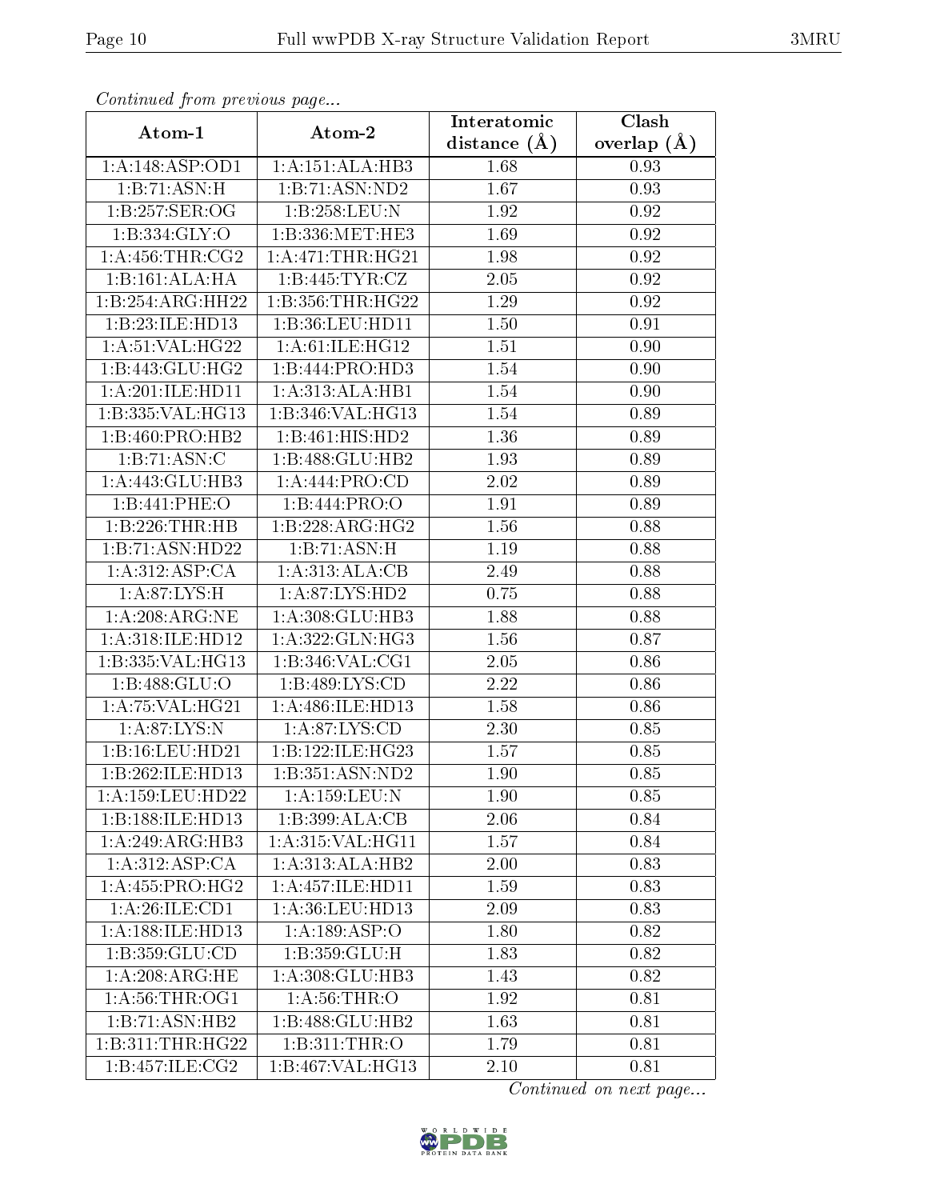*Continued from previous page...*

| Atom-1 | Atom-2 | Interatomic distance (Å) | Clash overlap (Å) |
|---|---|---|---|
| 1:A:148:ASP:OD1 | 1:A:151:ALA:HB3 | 1.68 | 0.93 |
| 1:B:71:ASN:H | 1:B:71:ASN:ND2 | 1.67 | 0.93 |
| 1:B:257:SER:OG | 1:B:258:LEU:N | 1.92 | 0.92 |
| 1:B:334:GLY:O | 1:B:336:MET:HE3 | 1.69 | 0.92 |
| 1:A:456:THR:CG2 | 1:A:471:THR:HG21 | 1.98 | 0.92 |
| 1:B:161:ALA:HA | 1:B:445:TYR:CZ | 2.05 | 0.92 |
| 1:B:254:ARG:HH22 | 1:B:356:THR:HG22 | 1.29 | 0.92 |
| 1:B:23:ILE:HD13 | 1:B:36:LEU:HD11 | 1.50 | 0.91 |
| 1:A:51:VAL:HG22 | 1:A:61:ILE:HG12 | 1.51 | 0.90 |
| 1:B:443:GLU:HG2 | 1:B:444:PRO:HD3 | 1.54 | 0.90 |
| 1:A:201:ILE:HD11 | 1:A:313:ALA:HB1 | 1.54 | 0.90 |
| 1:B:335:VAL:HG13 | 1:B:346:VAL:HG13 | 1.54 | 0.89 |
| 1:B:460:PRO:HB2 | 1:B:461:HIS:HD2 | 1.36 | 0.89 |
| 1:B:71:ASN:C | 1:B:488:GLU:HB2 | 1.93 | 0.89 |
| 1:A:443:GLU:HB3 | 1:A:444:PRO:CD | 2.02 | 0.89 |
| 1:B:441:PHE:O | 1:B:444:PRO:O | 1.91 | 0.89 |
| 1:B:226:THR:HB | 1:B:228:ARG:HG2 | 1.56 | 0.88 |
| 1:B:71:ASN:HD22 | 1:B:71:ASN:H | 1.19 | 0.88 |
| 1:A:312:ASP:CA | 1:A:313:ALA:CB | 2.49 | 0.88 |
| 1:A:87:LYS:H | 1:A:87:LYS:HD2 | 0.75 | 0.88 |
| 1:A:208:ARG:NE | 1:A:308:GLU:HB3 | 1.88 | 0.88 |
| 1:A:318:ILE:HD12 | 1:A:322:GLN:HG3 | 1.56 | 0.87 |
| 1:B:335:VAL:HG13 | 1:B:346:VAL:CG1 | 2.05 | 0.86 |
| 1:B:488:GLU:O | 1:B:489:LYS:CD | 2.22 | 0.86 |
| 1:A:75:VAL:HG21 | 1:A:486:ILE:HD13 | 1.58 | 0.86 |
| 1:A:87:LYS:N | 1:A:87:LYS:CD | 2.30 | 0.85 |
| 1:B:16:LEU:HD21 | 1:B:122:ILE:HG23 | 1.57 | 0.85 |
| 1:B:262:ILE:HD13 | 1:B:351:ASN:ND2 | 1.90 | 0.85 |
| 1:A:159:LEU:HD22 | 1:A:159:LEU:N | 1.90 | 0.85 |
| 1:B:188:ILE:HD13 | 1:B:399:ALA:CB | 2.06 | 0.84 |
| 1:A:249:ARG:HB3 | 1:A:315:VAL:HG11 | 1.57 | 0.84 |
| 1:A:312:ASP:CA | 1:A:313:ALA:HB2 | 2.00 | 0.83 |
| 1:A:455:PRO:HG2 | 1:A:457:ILE:HD11 | 1.59 | 0.83 |
| 1:A:26:ILE:CD1 | 1:A:36:LEU:HD13 | 2.09 | 0.83 |
| 1:A:188:ILE:HD13 | 1:A:189:ASP:O | 1.80 | 0.82 |
| 1:B:359:GLU:CD | 1:B:359:GLU:H | 1.83 | 0.82 |
| 1:A:208:ARG:HE | 1:A:308:GLU:HB3 | 1.43 | 0.82 |
| 1:A:56:THR:OG1 | 1:A:56:THR:O | 1.92 | 0.81 |
| 1:B:71:ASN:HB2 | 1:B:488:GLU:HB2 | 1.63 | 0.81 |
| 1:B:311:THR:HG22 | 1:B:311:THR:O | 1.79 | 0.81 |
| 1:B:457:ILE:CG2 | 1:B:467:VAL:HG13 | 2.10 | 0.81 |

*Continued on next page...*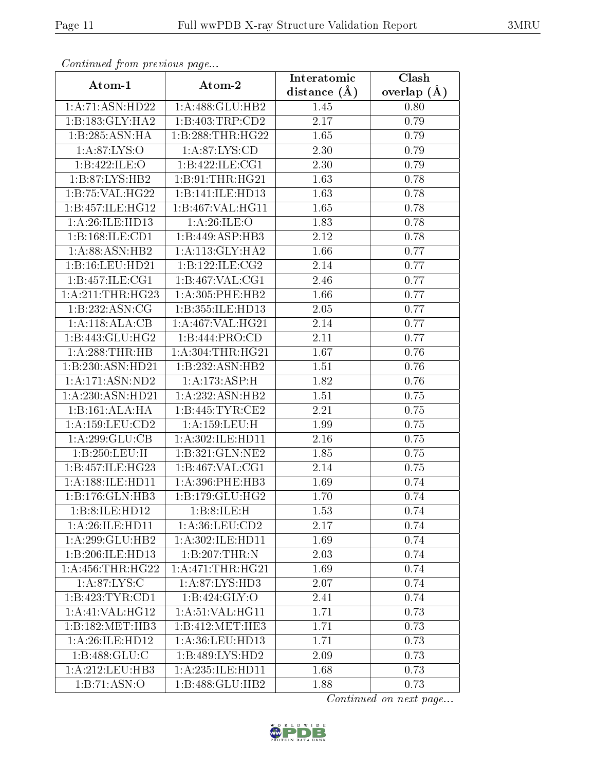*Continued from previous page...*

| Atom-1 | Atom-2 | Interatomic distance (Å) | Clash overlap (Å) |
| --- | --- | --- | --- |
| 1:A:71:ASN:HD22 | 1:A:488:GLU:HB2 | 1.45 | 0.80 |
| 1:B:183:GLY:HA2 | 1:B:403:TRP:CD2 | 2.17 | 0.79 |
| 1:B:285:ASN:HA | 1:B:288:THR:HG22 | 1.65 | 0.79 |
| 1:A:87:LYS:O | 1:A:87:LYS:CD | 2.30 | 0.79 |
| 1:B:422:ILE:O | 1:B:422:ILE:CG1 | 2.30 | 0.79 |
| 1:B:87:LYS:HB2 | 1:B:91:THR:HG21 | 1.63 | 0.78 |
| 1:B:75:VAL:HG22 | 1:B:141:ILE:HD13 | 1.63 | 0.78 |
| 1:B:457:ILE:HG12 | 1:B:467:VAL:HG11 | 1.65 | 0.78 |
| 1:A:26:ILE:HD13 | 1:A:26:ILE:O | 1.83 | 0.78 |
| 1:B:168:ILE:CD1 | 1:B:449:ASP:HB3 | 2.12 | 0.78 |
| 1:A:88:ASN:HB2 | 1:A:113:GLY:HA2 | 1.66 | 0.77 |
| 1:B:16:LEU:HD21 | 1:B:122:ILE:CG2 | 2.14 | 0.77 |
| 1:B:457:ILE:CG1 | 1:B:467:VAL:CG1 | 2.46 | 0.77 |
| 1:A:211:THR:HG23 | 1:A:305:PHE:HB2 | 1.66 | 0.77 |
| 1:B:232:ASN:CG | 1:B:355:ILE:HD13 | 2.05 | 0.77 |
| 1:A:118:ALA:CB | 1:A:467:VAL:HG21 | 2.14 | 0.77 |
| 1:B:443:GLU:HG2 | 1:B:444:PRO:CD | 2.11 | 0.77 |
| 1:A:288:THR:HB | 1:A:304:THR:HG21 | 1.67 | 0.76 |
| 1:B:230:ASN:HD21 | 1:B:232:ASN:HB2 | 1.51 | 0.76 |
| 1:A:171:ASN:ND2 | 1:A:173:ASP:H | 1.82 | 0.76 |
| 1:A:230:ASN:HD21 | 1:A:232:ASN:HB2 | 1.51 | 0.75 |
| 1:B:161:ALA:HA | 1:B:445:TYR:CE2 | 2.21 | 0.75 |
| 1:A:159:LEU:CD2 | 1:A:159:LEU:H | 1.99 | 0.75 |
| 1:A:299:GLU:CB | 1:A:302:ILE:HD11 | 2.16 | 0.75 |
| 1:B:250:LEU:H | 1:B:321:GLN:NE2 | 1.85 | 0.75 |
| 1:B:457:ILE:HG23 | 1:B:467:VAL:CG1 | 2.14 | 0.75 |
| 1:A:188:ILE:HD11 | 1:A:396:PHE:HB3 | 1.69 | 0.74 |
| 1:B:176:GLN:HB3 | 1:B:179:GLU:HG2 | 1.70 | 0.74 |
| 1:B:8:ILE:HD12 | 1:B:8:ILE:H | 1.53 | 0.74 |
| 1:A:26:ILE:HD11 | 1:A:36:LEU:CD2 | 2.17 | 0.74 |
| 1:A:299:GLU:HB2 | 1:A:302:ILE:HD11 | 1.69 | 0.74 |
| 1:B:206:ILE:HD13 | 1:B:207:THR:N | 2.03 | 0.74 |
| 1:A:456:THR:HG22 | 1:A:471:THR:HG21 | 1.69 | 0.74 |
| 1:A:87:LYS:C | 1:A:87:LYS:HD3 | 2.07 | 0.74 |
| 1:B:423:TYR:CD1 | 1:B:424:GLY:O | 2.41 | 0.74 |
| 1:A:41:VAL:HG12 | 1:A:51:VAL:HG11 | 1.71 | 0.73 |
| 1:B:182:MET:HB3 | 1:B:412:MET:HE3 | 1.71 | 0.73 |
| 1:A:26:ILE:HD12 | 1:A:36:LEU:HD13 | 1.71 | 0.73 |
| 1:B:488:GLU:C | 1:B:489:LYS:HD2 | 2.09 | 0.73 |
| 1:A:212:LEU:HB3 | 1:A:235:ILE:HD11 | 1.68 | 0.73 |
| 1:B:71:ASN:O | 1:B:488:GLU:HB2 | 1.88 | 0.73 |

*Continued on next page...*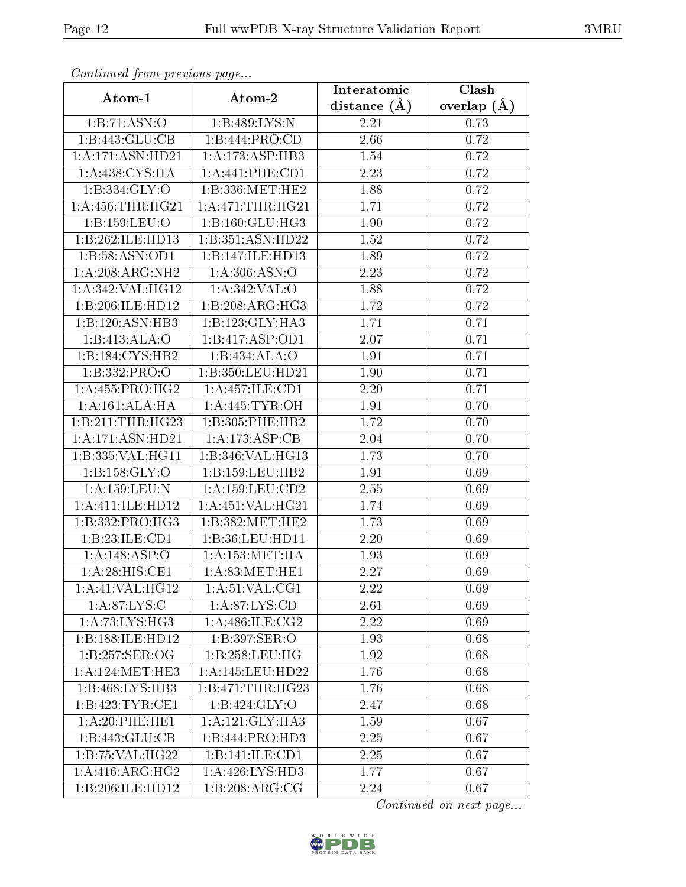*Continued from previous page...*

| Atom-1 | Atom-2 | Interatomic distance (Å) | Clash overlap (Å) |
|---|---|---|---|
| 1:B:71:ASN:O | 1:B:489:LYS:N | 2.21 | 0.73 |
| 1:B:443:GLU:CB | 1:B:444:PRO:CD | 2.66 | 0.72 |
| 1:A:171:ASN:HD21 | 1:A:173:ASP:HB3 | 1.54 | 0.72 |
| 1:A:438:CYS:HA | 1:A:441:PHE:CD1 | 2.23 | 0.72 |
| 1:B:334:GLY:O | 1:B:336:MET:HE2 | 1.88 | 0.72 |
| 1:A:456:THR:HG21 | 1:A:471:THR:HG21 | 1.71 | 0.72 |
| 1:B:159:LEU:O | 1:B:160:GLU:HG3 | 1.90 | 0.72 |
| 1:B:262:ILE:HD13 | 1:B:351:ASN:HD22 | 1.52 | 0.72 |
| 1:B:58:ASN:OD1 | 1:B:147:ILE:HD13 | 1.89 | 0.72 |
| 1:A:208:ARG:NH2 | 1:A:306:ASN:O | 2.23 | 0.72 |
| 1:A:342:VAL:HG12 | 1:A:342:VAL:O | 1.88 | 0.72 |
| 1:B:206:ILE:HD12 | 1:B:208:ARG:HG3 | 1.72 | 0.72 |
| 1:B:120:ASN:HB3 | 1:B:123:GLY:HA3 | 1.71 | 0.71 |
| 1:B:413:ALA:O | 1:B:417:ASP:OD1 | 2.07 | 0.71 |
| 1:B:184:CYS:HB2 | 1:B:434:ALA:O | 1.91 | 0.71 |
| 1:B:332:PRO:O | 1:B:350:LEU:HD21 | 1.90 | 0.71 |
| 1:A:455:PRO:HG2 | 1:A:457:ILE:CD1 | 2.20 | 0.71 |
| 1:A:161:ALA:HA | 1:A:445:TYR:OH | 1.91 | 0.70 |
| 1:B:211:THR:HG23 | 1:B:305:PHE:HB2 | 1.72 | 0.70 |
| 1:A:171:ASN:HD21 | 1:A:173:ASP:CB | 2.04 | 0.70 |
| 1:B:335:VAL:HG11 | 1:B:346:VAL:HG13 | 1.73 | 0.70 |
| 1:B:158:GLY:O | 1:B:159:LEU:HB2 | 1.91 | 0.69 |
| 1:A:159:LEU:N | 1:A:159:LEU:CD2 | 2.55 | 0.69 |
| 1:A:411:ILE:HD12 | 1:A:451:VAL:HG21 | 1.74 | 0.69 |
| 1:B:332:PRO:HG3 | 1:B:382:MET:HE2 | 1.73 | 0.69 |
| 1:B:23:ILE:CD1 | 1:B:36:LEU:HD11 | 2.20 | 0.69 |
| 1:A:148:ASP:O | 1:A:153:MET:HA | 1.93 | 0.69 |
| 1:A:28:HIS:CE1 | 1:A:83:MET:HE1 | 2.27 | 0.69 |
| 1:A:41:VAL:HG12 | 1:A:51:VAL:CG1 | 2.22 | 0.69 |
| 1:A:87:LYS:C | 1:A:87:LYS:CD | 2.61 | 0.69 |
| 1:A:73:LYS:HG3 | 1:A:486:ILE:CG2 | 2.22 | 0.69 |
| 1:B:188:ILE:HD12 | 1:B:397:SER:O | 1.93 | 0.68 |
| 1:B:257:SER:OG | 1:B:258:LEU:HG | 1.92 | 0.68 |
| 1:A:124:MET:HE3 | 1:A:145:LEU:HD22 | 1.76 | 0.68 |
| 1:B:468:LYS:HB3 | 1:B:471:THR:HG23 | 1.76 | 0.68 |
| 1:B:423:TYR:CE1 | 1:B:424:GLY:O | 2.47 | 0.68 |
| 1:A:20:PHE:HE1 | 1:A:121:GLY:HA3 | 1.59 | 0.67 |
| 1:B:443:GLU:CB | 1:B:444:PRO:HD3 | 2.25 | 0.67 |
| 1:B:75:VAL:HG22 | 1:B:141:ILE:CD1 | 2.25 | 0.67 |
| 1:A:416:ARG:HG2 | 1:A:426:LYS:HD3 | 1.77 | 0.67 |
| 1:B:206:ILE:HD12 | 1:B:208:ARG:CG | 2.24 | 0.67 |

*Continued on next page...*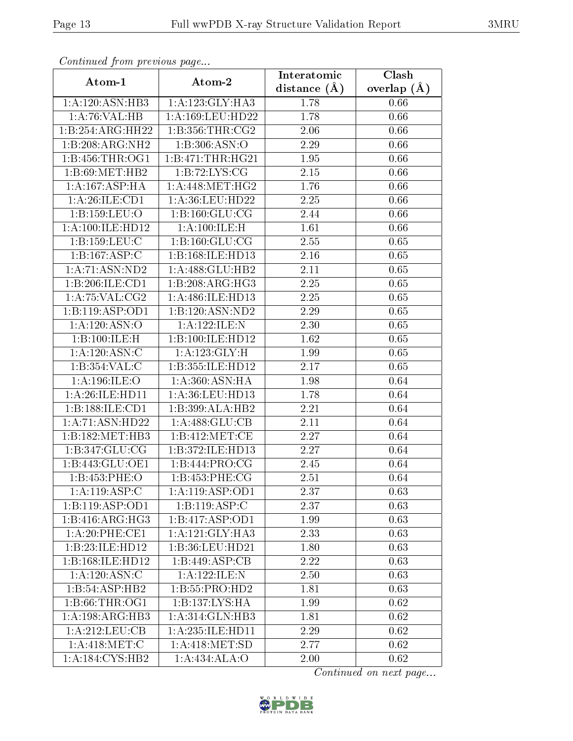*Continued from previous page...*

| Atom-1 | Atom-2 | Interatomic distance (Å) | Clash overlap (Å) |
|---|---|---|---|
| 1:A:120:ASN:HB3 | 1:A:123:GLY:HA3 | 1.78 | 0.66 |
| 1:A:76:VAL:HB | 1:A:169:LEU:HD22 | 1.78 | 0.66 |
| 1:B:254:ARG:HH22 | 1:B:356:THR:CG2 | 2.06 | 0.66 |
| 1:B:208:ARG:NH2 | 1:B:306:ASN:O | 2.29 | 0.66 |
| 1:B:456:THR:OG1 | 1:B:471:THR:HG21 | 1.95 | 0.66 |
| 1:B:69:MET:HB2 | 1:B:72:LYS:CG | 2.15 | 0.66 |
| 1:A:167:ASP:HA | 1:A:448:MET:HG2 | 1.76 | 0.66 |
| 1:A:26:ILE:CD1 | 1:A:36:LEU:HD22 | 2.25 | 0.66 |
| 1:B:159:LEU:O | 1:B:160:GLU:CG | 2.44 | 0.66 |
| 1:A:100:ILE:HD12 | 1:A:100:ILE:H | 1.61 | 0.66 |
| 1:B:159:LEU:C | 1:B:160:GLU:CG | 2.55 | 0.65 |
| 1:B:167:ASP:C | 1:B:168:ILE:HD13 | 2.16 | 0.65 |
| 1:A:71:ASN:ND2 | 1:A:488:GLU:HB2 | 2.11 | 0.65 |
| 1:B:206:ILE:CD1 | 1:B:208:ARG:HG3 | 2.25 | 0.65 |
| 1:A:75:VAL:CG2 | 1:A:486:ILE:HD13 | 2.25 | 0.65 |
| 1:B:119:ASP:OD1 | 1:B:120:ASN:ND2 | 2.29 | 0.65 |
| 1:A:120:ASN:O | 1:A:122:ILE:N | 2.30 | 0.65 |
| 1:B:100:ILE:H | 1:B:100:ILE:HD12 | 1.62 | 0.65 |
| 1:A:120:ASN:C | 1:A:123:GLY:H | 1.99 | 0.65 |
| 1:B:354:VAL:C | 1:B:355:ILE:HD12 | 2.17 | 0.65 |
| 1:A:196:ILE:O | 1:A:360:ASN:HA | 1.98 | 0.64 |
| 1:A:26:ILE:HD11 | 1:A:36:LEU:HD13 | 1.78 | 0.64 |
| 1:B:188:ILE:CD1 | 1:B:399:ALA:HB2 | 2.21 | 0.64 |
| 1:A:71:ASN:HD22 | 1:A:488:GLU:CB | 2.11 | 0.64 |
| 1:B:182:MET:HB3 | 1:B:412:MET:CE | 2.27 | 0.64 |
| 1:B:347:GLU:CG | 1:B:372:ILE:HD13 | 2.27 | 0.64 |
| 1:B:443:GLU:OE1 | 1:B:444:PRO:CG | 2.45 | 0.64 |
| 1:B:453:PHE:O | 1:B:453:PHE:CG | 2.51 | 0.64 |
| 1:A:119:ASP:C | 1:A:119:ASP:OD1 | 2.37 | 0.63 |
| 1:B:119:ASP:OD1 | 1:B:119:ASP:C | 2.37 | 0.63 |
| 1:B:416:ARG:HG3 | 1:B:417:ASP:OD1 | 1.99 | 0.63 |
| 1:A:20:PHE:CE1 | 1:A:121:GLY:HA3 | 2.33 | 0.63 |
| 1:B:23:ILE:HD12 | 1:B:36:LEU:HD21 | 1.80 | 0.63 |
| 1:B:168:ILE:HD12 | 1:B:449:ASP:CB | 2.22 | 0.63 |
| 1:A:120:ASN:C | 1:A:122:ILE:N | 2.50 | 0.63 |
| 1:B:54:ASP:HB2 | 1:B:55:PRO:HD2 | 1.81 | 0.63 |
| 1:B:66:THR:OG1 | 1:B:137:LYS:HA | 1.99 | 0.62 |
| 1:A:198:ARG:HB3 | 1:A:314:GLN:HB3 | 1.81 | 0.62 |
| 1:A:212:LEU:CB | 1:A:235:ILE:HD11 | 2.29 | 0.62 |
| 1:A:418:MET:C | 1:A:418:MET:SD | 2.77 | 0.62 |
| 1:A:184:CYS:HB2 | 1:A:434:ALA:O | 2.00 | 0.62 |

*Continued on next page...*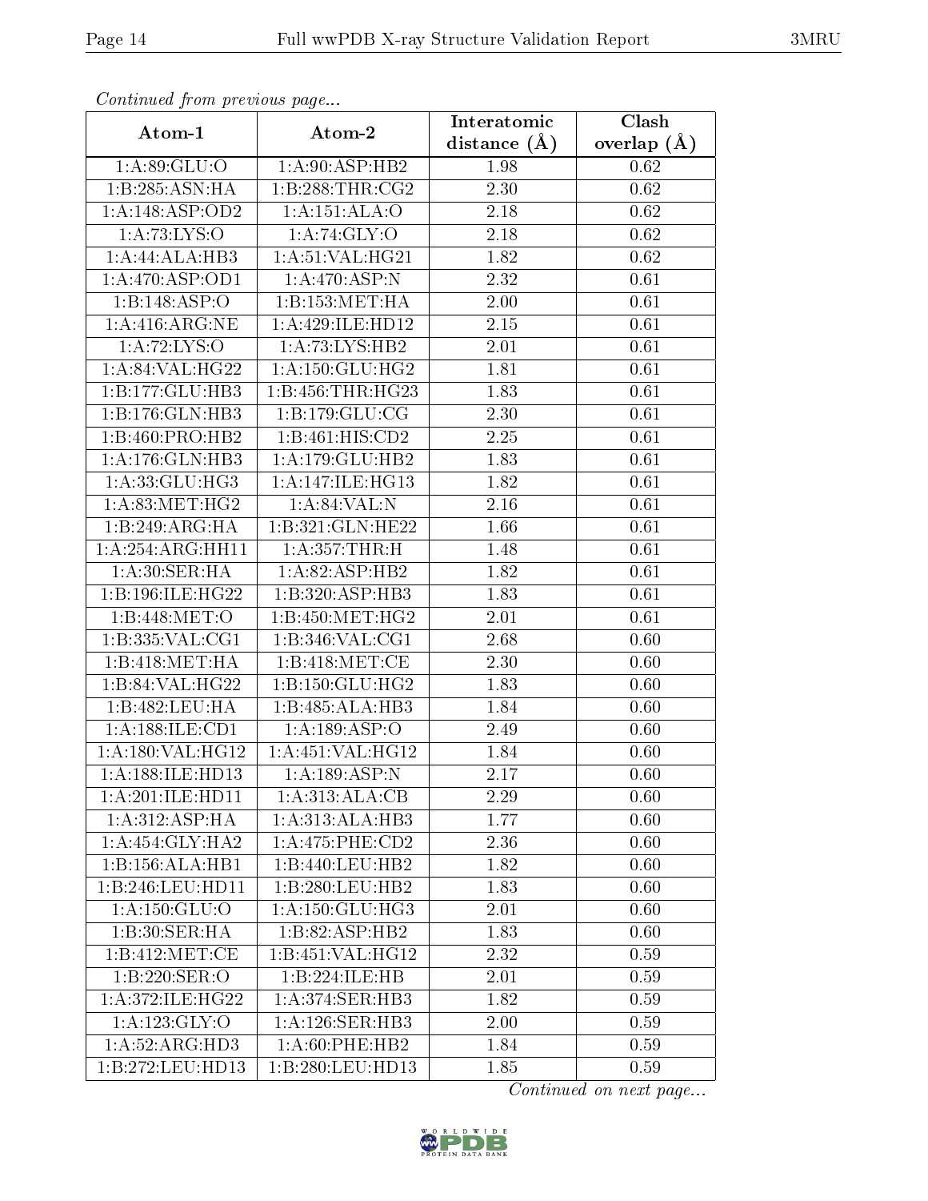*Continued from previous page...*

| Atom-1 | Atom-2 | Interatomic distance (Å) | Clash overlap (Å) |
|---|---|---|---|
| 1:A:89:GLU:O | 1:A:90:ASP:HB2 | 1.98 | 0.62 |
| 1:B:285:ASN:HA | 1:B:288:THR:CG2 | 2.30 | 0.62 |
| 1:A:148:ASP:OD2 | 1:A:151:ALA:O | 2.18 | 0.62 |
| 1:A:73:LYS:O | 1:A:74:GLY:O | 2.18 | 0.62 |
| 1:A:44:ALA:HB3 | 1:A:51:VAL:HG21 | 1.82 | 0.62 |
| 1:A:470:ASP:OD1 | 1:A:470:ASP:N | 2.32 | 0.61 |
| 1:B:148:ASP:O | 1:B:153:MET:HA | 2.00 | 0.61 |
| 1:A:416:ARG:NE | 1:A:429:ILE:HD12 | 2.15 | 0.61 |
| 1:A:72:LYS:O | 1:A:73:LYS:HB2 | 2.01 | 0.61 |
| 1:A:84:VAL:HG22 | 1:A:150:GLU:HG2 | 1.81 | 0.61 |
| 1:B:177:GLU:HB3 | 1:B:456:THR:HG23 | 1.83 | 0.61 |
| 1:B:176:GLN:HB3 | 1:B:179:GLU:CG | 2.30 | 0.61 |
| 1:B:460:PRO:HB2 | 1:B:461:HIS:CD2 | 2.25 | 0.61 |
| 1:A:176:GLN:HB3 | 1:A:179:GLU:HB2 | 1.83 | 0.61 |
| 1:A:33:GLU:HG3 | 1:A:147:ILE:HG13 | 1.82 | 0.61 |
| 1:A:83:MET:HG2 | 1:A:84:VAL:N | 2.16 | 0.61 |
| 1:B:249:ARG:HA | 1:B:321:GLN:HE22 | 1.66 | 0.61 |
| 1:A:254:ARG:HH11 | 1:A:357:THR:H | 1.48 | 0.61 |
| 1:A:30:SER:HA | 1:A:82:ASP:HB2 | 1.82 | 0.61 |
| 1:B:196:ILE:HG22 | 1:B:320:ASP:HB3 | 1.83 | 0.61 |
| 1:B:448:MET:O | 1:B:450:MET:HG2 | 2.01 | 0.61 |
| 1:B:335:VAL:CG1 | 1:B:346:VAL:CG1 | 2.68 | 0.60 |
| 1:B:418:MET:HA | 1:B:418:MET:CE | 2.30 | 0.60 |
| 1:B:84:VAL:HG22 | 1:B:150:GLU:HG2 | 1.83 | 0.60 |
| 1:B:482:LEU:HA | 1:B:485:ALA:HB3 | 1.84 | 0.60 |
| 1:A:188:ILE:CD1 | 1:A:189:ASP:O | 2.49 | 0.60 |
| 1:A:180:VAL:HG12 | 1:A:451:VAL:HG12 | 1.84 | 0.60 |
| 1:A:188:ILE:HD13 | 1:A:189:ASP:N | 2.17 | 0.60 |
| 1:A:201:ILE:HD11 | 1:A:313:ALA:CB | 2.29 | 0.60 |
| 1:A:312:ASP:HA | 1:A:313:ALA:HB3 | 1.77 | 0.60 |
| 1:A:454:GLY:HA2 | 1:A:475:PHE:CD2 | 2.36 | 0.60 |
| 1:B:156:ALA:HB1 | 1:B:440:LEU:HB2 | 1.82 | 0.60 |
| 1:B:246:LEU:HD11 | 1:B:280:LEU:HB2 | 1.83 | 0.60 |
| 1:A:150:GLU:O | 1:A:150:GLU:HG3 | 2.01 | 0.60 |
| 1:B:30:SER:HA | 1:B:82:ASP:HB2 | 1.83 | 0.60 |
| 1:B:412:MET:CE | 1:B:451:VAL:HG12 | 2.32 | 0.59 |
| 1:B:220:SER:O | 1:B:224:ILE:HB | 2.01 | 0.59 |
| 1:A:372:ILE:HG22 | 1:A:374:SER:HB3 | 1.82 | 0.59 |
| 1:A:123:GLY:O | 1:A:126:SER:HB3 | 2.00 | 0.59 |
| 1:A:52:ARG:HD3 | 1:A:60:PHE:HB2 | 1.84 | 0.59 |
| 1:B:272:LEU:HD13 | 1:B:280:LEU:HD13 | 1.85 | 0.59 |

*Continued on next page...*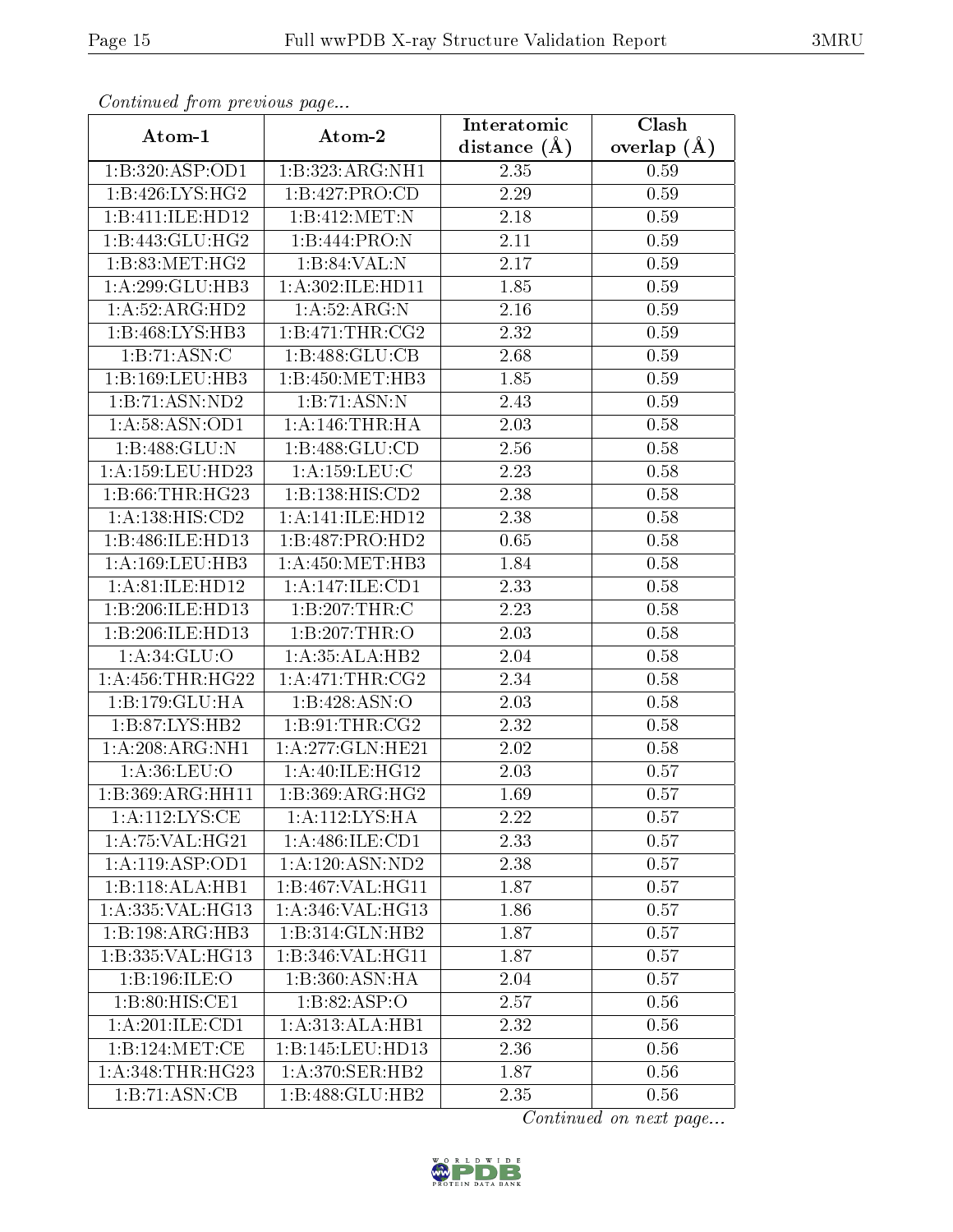*Continued from previous page...*

| Atom-1 | Atom-2 | Interatomic distance (Å) | Clash overlap (Å) |
| --- | --- | --- | --- |
| 1:B:320:ASP:OD1 | 1:B:323:ARG:NH1 | 2.35 | 0.59 |
| 1:B:426:LYS:HG2 | 1:B:427:PRO:CD | 2.29 | 0.59 |
| 1:B:411:ILE:HD12 | 1:B:412:MET:N | 2.18 | 0.59 |
| 1:B:443:GLU:HG2 | 1:B:444:PRO:N | 2.11 | 0.59 |
| 1:B:83:MET:HG2 | 1:B:84:VAL:N | 2.17 | 0.59 |
| 1:A:299:GLU:HB3 | 1:A:302:ILE:HD11 | 1.85 | 0.59 |
| 1:A:52:ARG:HD2 | 1:A:52:ARG:N | 2.16 | 0.59 |
| 1:B:468:LYS:HB3 | 1:B:471:THR:CG2 | 2.32 | 0.59 |
| 1:B:71:ASN:C | 1:B:488:GLU:CB | 2.68 | 0.59 |
| 1:B:169:LEU:HB3 | 1:B:450:MET:HB3 | 1.85 | 0.59 |
| 1:B:71:ASN:ND2 | 1:B:71:ASN:N | 2.43 | 0.59 |
| 1:A:58:ASN:OD1 | 1:A:146:THR:HA | 2.03 | 0.58 |
| 1:B:488:GLU:N | 1:B:488:GLU:CD | 2.56 | 0.58 |
| 1:A:159:LEU:HD23 | 1:A:159:LEU:C | 2.23 | 0.58 |
| 1:B:66:THR:HG23 | 1:B:138:HIS:CD2 | 2.38 | 0.58 |
| 1:A:138:HIS:CD2 | 1:A:141:ILE:HD12 | 2.38 | 0.58 |
| 1:B:486:ILE:HD13 | 1:B:487:PRO:HD2 | 0.65 | 0.58 |
| 1:A:169:LEU:HB3 | 1:A:450:MET:HB3 | 1.84 | 0.58 |
| 1:A:81:ILE:HD12 | 1:A:147:ILE:CD1 | 2.33 | 0.58 |
| 1:B:206:ILE:HD13 | 1:B:207:THR:C | 2.23 | 0.58 |
| 1:B:206:ILE:HD13 | 1:B:207:THR:O | 2.03 | 0.58 |
| 1:A:34:GLU:O | 1:A:35:ALA:HB2 | 2.04 | 0.58 |
| 1:A:456:THR:HG22 | 1:A:471:THR:CG2 | 2.34 | 0.58 |
| 1:B:179:GLU:HA | 1:B:428:ASN:O | 2.03 | 0.58 |
| 1:B:87:LYS:HB2 | 1:B:91:THR:CG2 | 2.32 | 0.58 |
| 1:A:208:ARG:NH1 | 1:A:277:GLN:HE21 | 2.02 | 0.58 |
| 1:A:36:LEU:O | 1:A:40:ILE:HG12 | 2.03 | 0.57 |
| 1:B:369:ARG:HH11 | 1:B:369:ARG:HG2 | 1.69 | 0.57 |
| 1:A:112:LYS:CE | 1:A:112:LYS:HA | 2.22 | 0.57 |
| 1:A:75:VAL:HG21 | 1:A:486:ILE:CD1 | 2.33 | 0.57 |
| 1:A:119:ASP:OD1 | 1:A:120:ASN:ND2 | 2.38 | 0.57 |
| 1:B:118:ALA:HB1 | 1:B:467:VAL:HG11 | 1.87 | 0.57 |
| 1:A:335:VAL:HG13 | 1:A:346:VAL:HG13 | 1.86 | 0.57 |
| 1:B:198:ARG:HB3 | 1:B:314:GLN:HB2 | 1.87 | 0.57 |
| 1:B:335:VAL:HG13 | 1:B:346:VAL:HG11 | 1.87 | 0.57 |
| 1:B:196:ILE:O | 1:B:360:ASN:HA | 2.04 | 0.57 |
| 1:B:80:HIS:CE1 | 1:B:82:ASP:O | 2.57 | 0.56 |
| 1:A:201:ILE:CD1 | 1:A:313:ALA:HB1 | 2.32 | 0.56 |
| 1:B:124:MET:CE | 1:B:145:LEU:HD13 | 2.36 | 0.56 |
| 1:A:348:THR:HG23 | 1:A:370:SER:HB2 | 1.87 | 0.56 |
| 1:B:71:ASN:CB | 1:B:488:GLU:HB2 | 2.35 | 0.56 |

*Continued on next page...*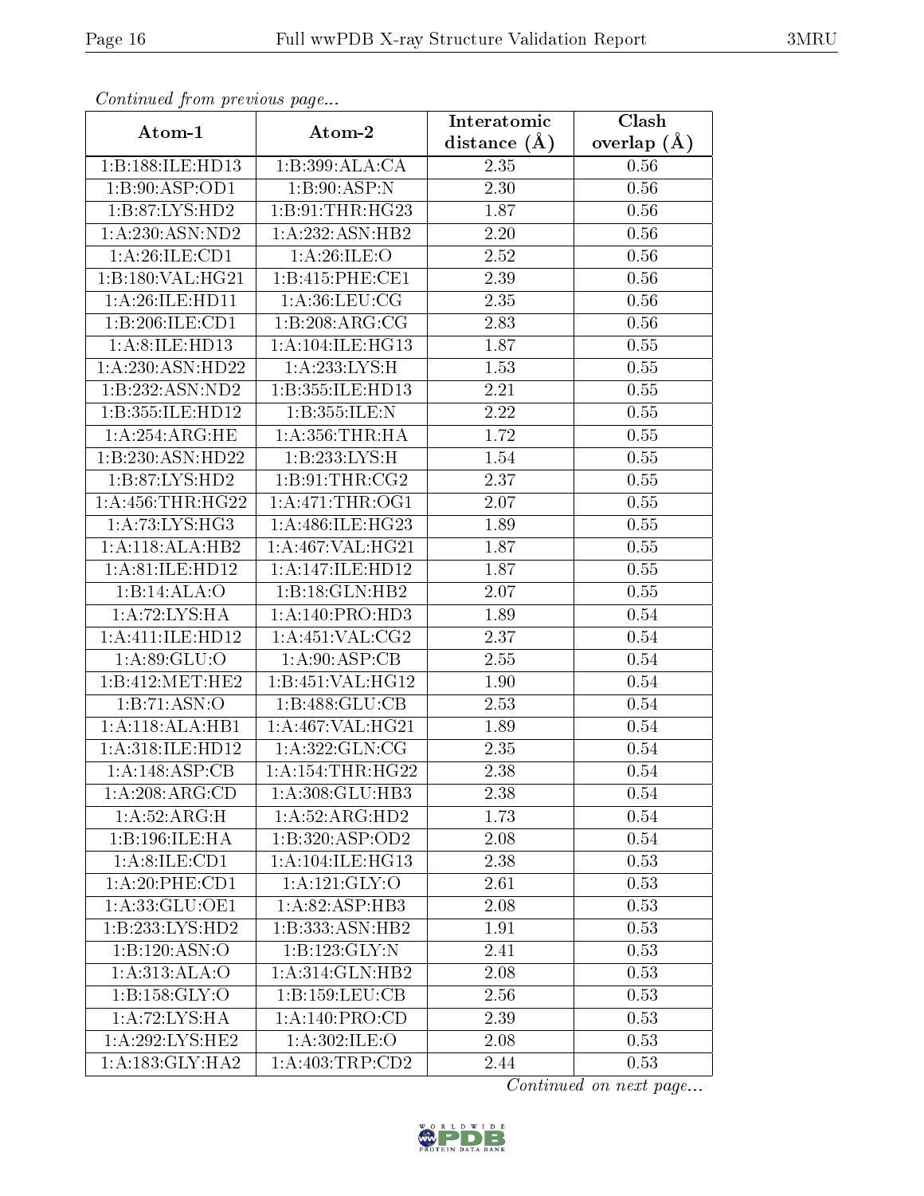*Continued from previous page...*

| Atom-1 | Atom-2 | Interatomic distance (Å) | Clash overlap (Å) |
| --- | --- | --- | --- |
| 1:B:188:ILE:HD13 | 1:B:399:ALA:CA | 2.35 | 0.56 |
| 1:B:90:ASP:OD1 | 1:B:90:ASP:N | 2.30 | 0.56 |
| 1:B:87:LYS:HD2 | 1:B:91:THR:HG23 | 1.87 | 0.56 |
| 1:A:230:ASN:ND2 | 1:A:232:ASN:HB2 | 2.20 | 0.56 |
| 1:A:26:ILE:CD1 | 1:A:26:ILE:O | 2.52 | 0.56 |
| 1:B:180:VAL:HG21 | 1:B:415:PHE:CE1 | 2.39 | 0.56 |
| 1:A:26:ILE:HD11 | 1:A:36:LEU:CG | 2.35 | 0.56 |
| 1:B:206:ILE:CD1 | 1:B:208:ARG:CG | 2.83 | 0.56 |
| 1:A:8:ILE:HD13 | 1:A:104:ILE:HG13 | 1.87 | 0.55 |
| 1:A:230:ASN:HD22 | 1:A:233:LYS:H | 1.53 | 0.55 |
| 1:B:232:ASN:ND2 | 1:B:355:ILE:HD13 | 2.21 | 0.55 |
| 1:B:355:ILE:HD12 | 1:B:355:ILE:N | 2.22 | 0.55 |
| 1:A:254:ARG:HE | 1:A:356:THR:HA | 1.72 | 0.55 |
| 1:B:230:ASN:HD22 | 1:B:233:LYS:H | 1.54 | 0.55 |
| 1:B:87:LYS:HD2 | 1:B:91:THR:CG2 | 2.37 | 0.55 |
| 1:A:456:THR:HG22 | 1:A:471:THR:OG1 | 2.07 | 0.55 |
| 1:A:73:LYS:HG3 | 1:A:486:ILE:HG23 | 1.89 | 0.55 |
| 1:A:118:ALA:HB2 | 1:A:467:VAL:HG21 | 1.87 | 0.55 |
| 1:A:81:ILE:HD12 | 1:A:147:ILE:HD12 | 1.87 | 0.55 |
| 1:B:14:ALA:O | 1:B:18:GLN:HB2 | 2.07 | 0.55 |
| 1:A:72:LYS:HA | 1:A:140:PRO:HD3 | 1.89 | 0.54 |
| 1:A:411:ILE:HD12 | 1:A:451:VAL:CG2 | 2.37 | 0.54 |
| 1:A:89:GLU:O | 1:A:90:ASP:CB | 2.55 | 0.54 |
| 1:B:412:MET:HE2 | 1:B:451:VAL:HG12 | 1.90 | 0.54 |
| 1:B:71:ASN:O | 1:B:488:GLU:CB | 2.53 | 0.54 |
| 1:A:118:ALA:HB1 | 1:A:467:VAL:HG21 | 1.89 | 0.54 |
| 1:A:318:ILE:HD12 | 1:A:322:GLN:CG | 2.35 | 0.54 |
| 1:A:148:ASP:CB | 1:A:154:THR:HG22 | 2.38 | 0.54 |
| 1:A:208:ARG:CD | 1:A:308:GLU:HB3 | 2.38 | 0.54 |
| 1:A:52:ARG:H | 1:A:52:ARG:HD2 | 1.73 | 0.54 |
| 1:B:196:ILE:HA | 1:B:320:ASP:OD2 | 2.08 | 0.54 |
| 1:A:8:ILE:CD1 | 1:A:104:ILE:HG13 | 2.38 | 0.53 |
| 1:A:20:PHE:CD1 | 1:A:121:GLY:O | 2.61 | 0.53 |
| 1:A:33:GLU:OE1 | 1:A:82:ASP:HB3 | 2.08 | 0.53 |
| 1:B:233:LYS:HD2 | 1:B:333:ASN:HB2 | 1.91 | 0.53 |
| 1:B:120:ASN:O | 1:B:123:GLY:N | 2.41 | 0.53 |
| 1:A:313:ALA:O | 1:A:314:GLN:HB2 | 2.08 | 0.53 |
| 1:B:158:GLY:O | 1:B:159:LEU:CB | 2.56 | 0.53 |
| 1:A:72:LYS:HA | 1:A:140:PRO:CD | 2.39 | 0.53 |
| 1:A:292:LYS:HE2 | 1:A:302:ILE:O | 2.08 | 0.53 |
| 1:A:183:GLY:HA2 | 1:A:403:TRP:CD2 | 2.44 | 0.53 |

*Continued on next page...*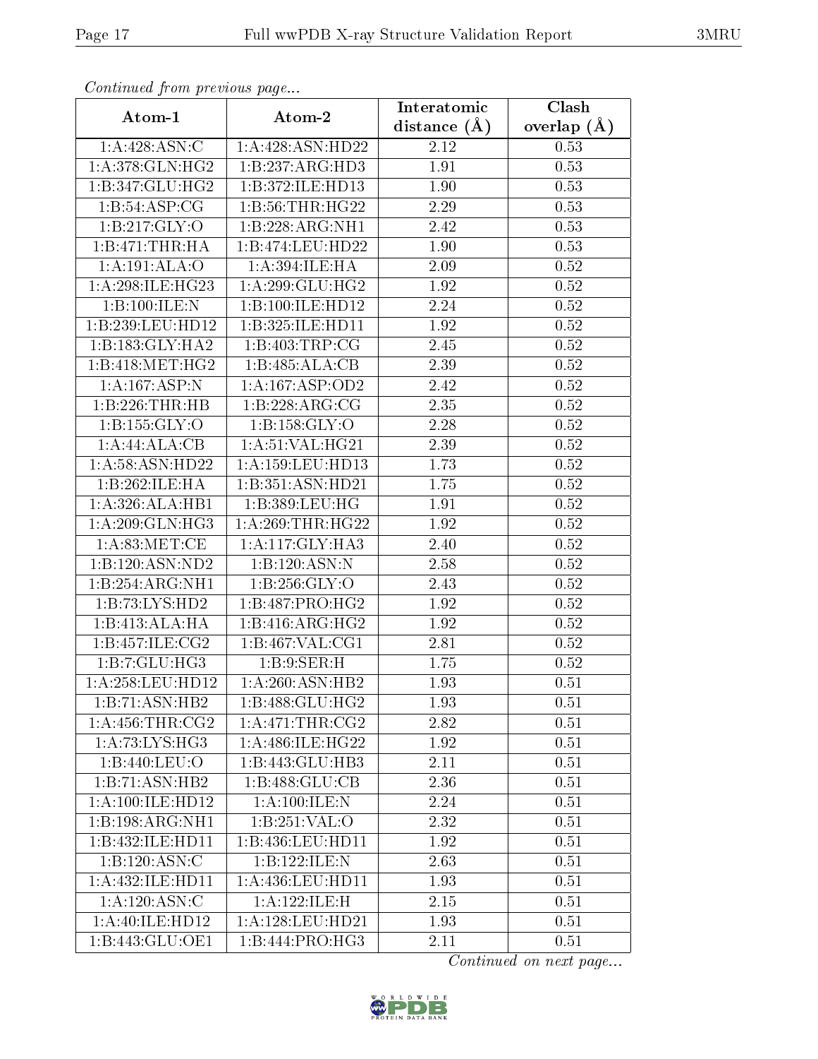*Continued from previous page...*

| Atom-1 | Atom-2 | Interatomic distance (Å) | Clash overlap (Å) |
|---|---|---|---|
| 1:A:428:ASN:C | 1:A:428:ASN:HD22 | 2.12 | 0.53 |
| 1:A:378:GLN:HG2 | 1:B:237:ARG:HD3 | 1.91 | 0.53 |
| 1:B:347:GLU:HG2 | 1:B:372:ILE:HD13 | 1.90 | 0.53 |
| 1:B:54:ASP:CG | 1:B:56:THR:HG22 | 2.29 | 0.53 |
| 1:B:217:GLY:O | 1:B:228:ARG:NH1 | 2.42 | 0.53 |
| 1:B:471:THR:HA | 1:B:474:LEU:HD22 | 1.90 | 0.53 |
| 1:A:191:ALA:O | 1:A:394:ILE:HA | 2.09 | 0.52 |
| 1:A:298:ILE:HG23 | 1:A:299:GLU:HG2 | 1.92 | 0.52 |
| 1:B:100:ILE:N | 1:B:100:ILE:HD12 | 2.24 | 0.52 |
| 1:B:239:LEU:HD12 | 1:B:325:ILE:HD11 | 1.92 | 0.52 |
| 1:B:183:GLY:HA2 | 1:B:403:TRP:CG | 2.45 | 0.52 |
| 1:B:418:MET:HG2 | 1:B:485:ALA:CB | 2.39 | 0.52 |
| 1:A:167:ASP:N | 1:A:167:ASP:OD2 | 2.42 | 0.52 |
| 1:B:226:THR:HB | 1:B:228:ARG:CG | 2.35 | 0.52 |
| 1:B:155:GLY:O | 1:B:158:GLY:O | 2.28 | 0.52 |
| 1:A:44:ALA:CB | 1:A:51:VAL:HG21 | 2.39 | 0.52 |
| 1:A:58:ASN:HD22 | 1:A:159:LEU:HD13 | 1.73 | 0.52 |
| 1:B:262:ILE:HA | 1:B:351:ASN:HD21 | 1.75 | 0.52 |
| 1:A:326:ALA:HB1 | 1:B:389:LEU:HG | 1.91 | 0.52 |
| 1:A:209:GLN:HG3 | 1:A:269:THR:HG22 | 1.92 | 0.52 |
| 1:A:83:MET:CE | 1:A:117:GLY:HA3 | 2.40 | 0.52 |
| 1:B:120:ASN:ND2 | 1:B:120:ASN:N | 2.58 | 0.52 |
| 1:B:254:ARG:NH1 | 1:B:256:GLY:O | 2.43 | 0.52 |
| 1:B:73:LYS:HD2 | 1:B:487:PRO:HG2 | 1.92 | 0.52 |
| 1:B:413:ALA:HA | 1:B:416:ARG:HG2 | 1.92 | 0.52 |
| 1:B:457:ILE:CG2 | 1:B:467:VAL:CG1 | 2.81 | 0.52 |
| 1:B:7:GLU:HG3 | 1:B:9:SER:H | 1.75 | 0.52 |
| 1:A:258:LEU:HD12 | 1:A:260:ASN:HB2 | 1.93 | 0.51 |
| 1:B:71:ASN:HB2 | 1:B:488:GLU:HG2 | 1.93 | 0.51 |
| 1:A:456:THR:CG2 | 1:A:471:THR:CG2 | 2.82 | 0.51 |
| 1:A:73:LYS:HG3 | 1:A:486:ILE:HG22 | 1.92 | 0.51 |
| 1:B:440:LEU:O | 1:B:443:GLU:HB3 | 2.11 | 0.51 |
| 1:B:71:ASN:HB2 | 1:B:488:GLU:CB | 2.36 | 0.51 |
| 1:A:100:ILE:HD12 | 1:A:100:ILE:N | 2.24 | 0.51 |
| 1:B:198:ARG:NH1 | 1:B:251:VAL:O | 2.32 | 0.51 |
| 1:B:432:ILE:HD11 | 1:B:436:LEU:HD11 | 1.92 | 0.51 |
| 1:B:120:ASN:C | 1:B:122:ILE:N | 2.63 | 0.51 |
| 1:A:432:ILE:HD11 | 1:A:436:LEU:HD11 | 1.93 | 0.51 |
| 1:A:120:ASN:C | 1:A:122:ILE:H | 2.15 | 0.51 |
| 1:A:40:ILE:HD12 | 1:A:128:LEU:HD21 | 1.93 | 0.51 |
| 1:B:443:GLU:OE1 | 1:B:444:PRO:HG3 | 2.11 | 0.51 |

*Continued on next page...*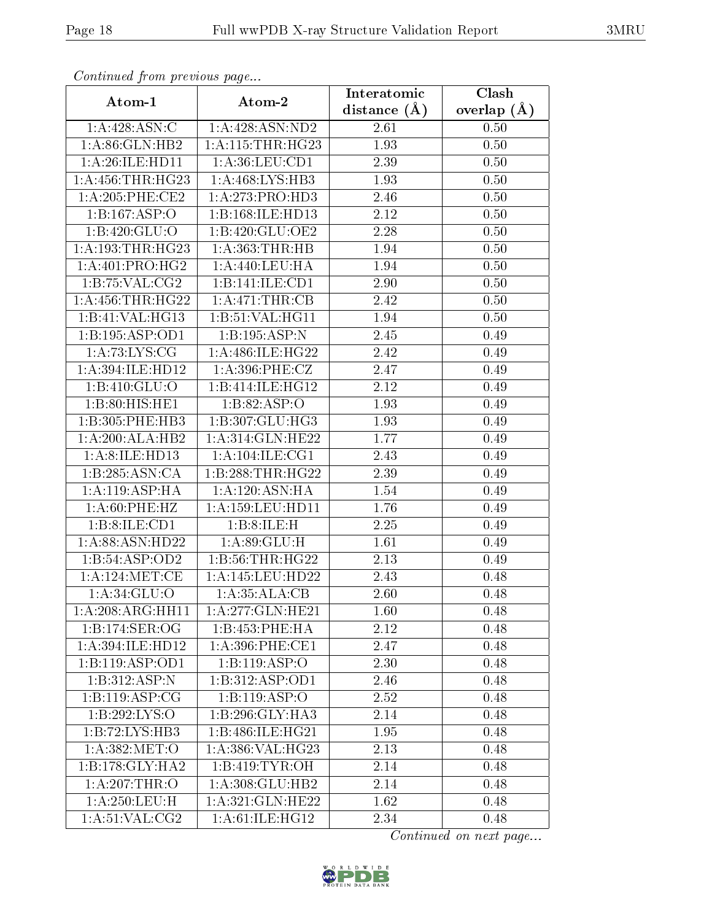*Continued from previous page...*

| Atom-1 | Atom-2 | Interatomic distance (Å) | Clash overlap (Å) |
|---|---|---|---|
| 1:A:428:ASN:C | 1:A:428:ASN:ND2 | 2.61 | 0.50 |
| 1:A:86:GLN:HB2 | 1:A:115:THR:HG23 | 1.93 | 0.50 |
| 1:A:26:ILE:HD11 | 1:A:36:LEU:CD1 | 2.39 | 0.50 |
| 1:A:456:THR:HG23 | 1:A:468:LYS:HB3 | 1.93 | 0.50 |
| 1:A:205:PHE:CE2 | 1:A:273:PRO:HD3 | 2.46 | 0.50 |
| 1:B:167:ASP:O | 1:B:168:ILE:HD13 | 2.12 | 0.50 |
| 1:B:420:GLU:O | 1:B:420:GLU:OE2 | 2.28 | 0.50 |
| 1:A:193:THR:HG23 | 1:A:363:THR:HB | 1.94 | 0.50 |
| 1:A:401:PRO:HG2 | 1:A:440:LEU:HA | 1.94 | 0.50 |
| 1:B:75:VAL:CG2 | 1:B:141:ILE:CD1 | 2.90 | 0.50 |
| 1:A:456:THR:HG22 | 1:A:471:THR:CB | 2.42 | 0.50 |
| 1:B:41:VAL:HG13 | 1:B:51:VAL:HG11 | 1.94 | 0.50 |
| 1:B:195:ASP:OD1 | 1:B:195:ASP:N | 2.45 | 0.49 |
| 1:A:73:LYS:CG | 1:A:486:ILE:HG22 | 2.42 | 0.49 |
| 1:A:394:ILE:HD12 | 1:A:396:PHE:CZ | 2.47 | 0.49 |
| 1:B:410:GLU:O | 1:B:414:ILE:HG12 | 2.12 | 0.49 |
| 1:B:80:HIS:HE1 | 1:B:82:ASP:O | 1.93 | 0.49 |
| 1:B:305:PHE:HB3 | 1:B:307:GLU:HG3 | 1.93 | 0.49 |
| 1:A:200:ALA:HB2 | 1:A:314:GLN:HE22 | 1.77 | 0.49 |
| 1:A:8:ILE:HD13 | 1:A:104:ILE:CG1 | 2.43 | 0.49 |
| 1:B:285:ASN:CA | 1:B:288:THR:HG22 | 2.39 | 0.49 |
| 1:A:119:ASP:HA | 1:A:120:ASN:HA | 1.54 | 0.49 |
| 1:A:60:PHE:HZ | 1:A:159:LEU:HD11 | 1.76 | 0.49 |
| 1:B:8:ILE:CD1 | 1:B:8:ILE:H | 2.25 | 0.49 |
| 1:A:88:ASN:HD22 | 1:A:89:GLU:H | 1.61 | 0.49 |
| 1:B:54:ASP:OD2 | 1:B:56:THR:HG22 | 2.13 | 0.49 |
| 1:A:124:MET:CE | 1:A:145:LEU:HD22 | 2.43 | 0.48 |
| 1:A:34:GLU:O | 1:A:35:ALA:CB | 2.60 | 0.48 |
| 1:A:208:ARG:HH11 | 1:A:277:GLN:HE21 | 1.60 | 0.48 |
| 1:B:174:SER:OG | 1:B:453:PHE:HA | 2.12 | 0.48 |
| 1:A:394:ILE:HD12 | 1:A:396:PHE:CE1 | 2.47 | 0.48 |
| 1:B:119:ASP:OD1 | 1:B:119:ASP:O | 2.30 | 0.48 |
| 1:B:312:ASP:N | 1:B:312:ASP:OD1 | 2.46 | 0.48 |
| 1:B:119:ASP:CG | 1:B:119:ASP:O | 2.52 | 0.48 |
| 1:B:292:LYS:O | 1:B:296:GLY:HA3 | 2.14 | 0.48 |
| 1:B:72:LYS:HB3 | 1:B:486:ILE:HG21 | 1.95 | 0.48 |
| 1:A:382:MET:O | 1:A:386:VAL:HG23 | 2.13 | 0.48 |
| 1:B:178:GLY:HA2 | 1:B:419:TYR:OH | 2.14 | 0.48 |
| 1:A:207:THR:O | 1:A:308:GLU:HB2 | 2.14 | 0.48 |
| 1:A:250:LEU:H | 1:A:321:GLN:HE22 | 1.62 | 0.48 |
| 1:A:51:VAL:CG2 | 1:A:61:ILE:HG12 | 2.34 | 0.48 |

*Continued on next page...*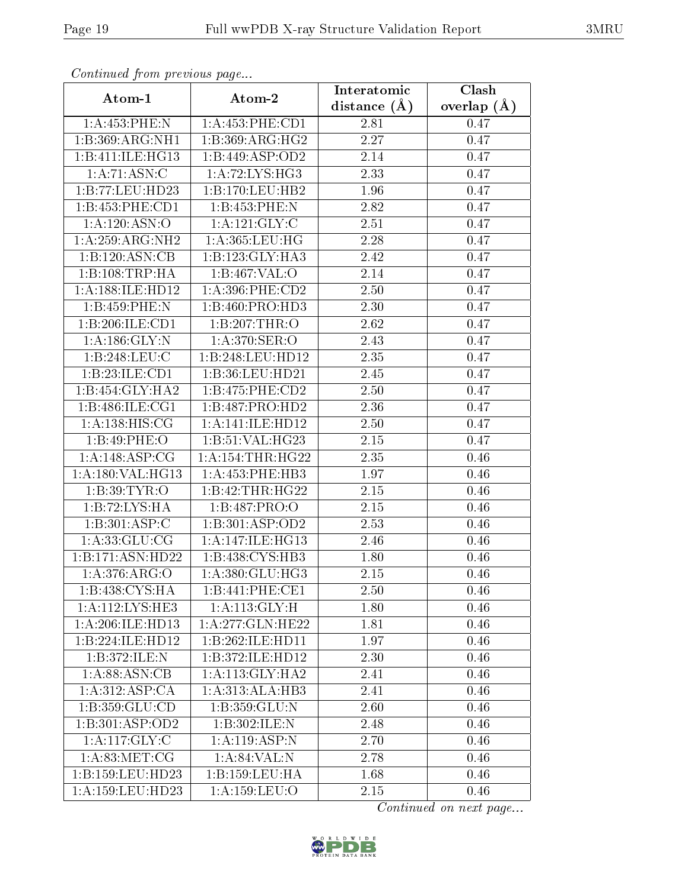*Continued from previous page...*

| Atom-1 | Atom-2 | Interatomic distance (Å) | Clash overlap (Å) |
|---|---|---|---|
| 1:A:453:PHE:N | 1:A:453:PHE:CD1 | 2.81 | 0.47 |
| 1:B:369:ARG:NH1 | 1:B:369:ARG:HG2 | 2.27 | 0.47 |
| 1:B:411:ILE:HG13 | 1:B:449:ASP:OD2 | 2.14 | 0.47 |
| 1:A:71:ASN:C | 1:A:72:LYS:HG3 | 2.33 | 0.47 |
| 1:B:77:LEU:HD23 | 1:B:170:LEU:HB2 | 1.96 | 0.47 |
| 1:B:453:PHE:CD1 | 1:B:453:PHE:N | 2.82 | 0.47 |
| 1:A:120:ASN:O | 1:A:121:GLY:C | 2.51 | 0.47 |
| 1:A:259:ARG:NH2 | 1:A:365:LEU:HG | 2.28 | 0.47 |
| 1:B:120:ASN:CB | 1:B:123:GLY:HA3 | 2.42 | 0.47 |
| 1:B:108:TRP:HA | 1:B:467:VAL:O | 2.14 | 0.47 |
| 1:A:188:ILE:HD12 | 1:A:396:PHE:CD2 | 2.50 | 0.47 |
| 1:B:459:PHE:N | 1:B:460:PRO:HD3 | 2.30 | 0.47 |
| 1:B:206:ILE:CD1 | 1:B:207:THR:O | 2.62 | 0.47 |
| 1:A:186:GLY:N | 1:A:370:SER:O | 2.43 | 0.47 |
| 1:B:248:LEU:C | 1:B:248:LEU:HD12 | 2.35 | 0.47 |
| 1:B:23:ILE:CD1 | 1:B:36:LEU:HD21 | 2.45 | 0.47 |
| 1:B:454:GLY:HA2 | 1:B:475:PHE:CD2 | 2.50 | 0.47 |
| 1:B:486:ILE:CG1 | 1:B:487:PRO:HD2 | 2.36 | 0.47 |
| 1:A:138:HIS:CG | 1:A:141:ILE:HD12 | 2.50 | 0.47 |
| 1:B:49:PHE:O | 1:B:51:VAL:HG23 | 2.15 | 0.47 |
| 1:A:148:ASP:CG | 1:A:154:THR:HG22 | 2.35 | 0.46 |
| 1:A:180:VAL:HG13 | 1:A:453:PHE:HB3 | 1.97 | 0.46 |
| 1:B:39:TYR:O | 1:B:42:THR:HG22 | 2.15 | 0.46 |
| 1:B:72:LYS:HA | 1:B:487:PRO:O | 2.15 | 0.46 |
| 1:B:301:ASP:C | 1:B:301:ASP:OD2 | 2.53 | 0.46 |
| 1:A:33:GLU:CG | 1:A:147:ILE:HG13 | 2.46 | 0.46 |
| 1:B:171:ASN:HD22 | 1:B:438:CYS:HB3 | 1.80 | 0.46 |
| 1:A:376:ARG:O | 1:A:380:GLU:HG3 | 2.15 | 0.46 |
| 1:B:438:CYS:HA | 1:B:441:PHE:CE1 | 2.50 | 0.46 |
| 1:A:112:LYS:HE3 | 1:A:113:GLY:H | 1.80 | 0.46 |
| 1:A:206:ILE:HD13 | 1:A:277:GLN:HE22 | 1.81 | 0.46 |
| 1:B:224:ILE:HD12 | 1:B:262:ILE:HD11 | 1.97 | 0.46 |
| 1:B:372:ILE:N | 1:B:372:ILE:HD12 | 2.30 | 0.46 |
| 1:A:88:ASN:CB | 1:A:113:GLY:HA2 | 2.41 | 0.46 |
| 1:A:312:ASP:CA | 1:A:313:ALA:HB3 | 2.41 | 0.46 |
| 1:B:359:GLU:CD | 1:B:359:GLU:N | 2.60 | 0.46 |
| 1:B:301:ASP:OD2 | 1:B:302:ILE:N | 2.48 | 0.46 |
| 1:A:117:GLY:C | 1:A:119:ASP:N | 2.70 | 0.46 |
| 1:A:83:MET:CG | 1:A:84:VAL:N | 2.78 | 0.46 |
| 1:B:159:LEU:HD23 | 1:B:159:LEU:HA | 1.68 | 0.46 |
| 1:A:159:LEU:HD23 | 1:A:159:LEU:O | 2.15 | 0.46 |

*Continued on next page...*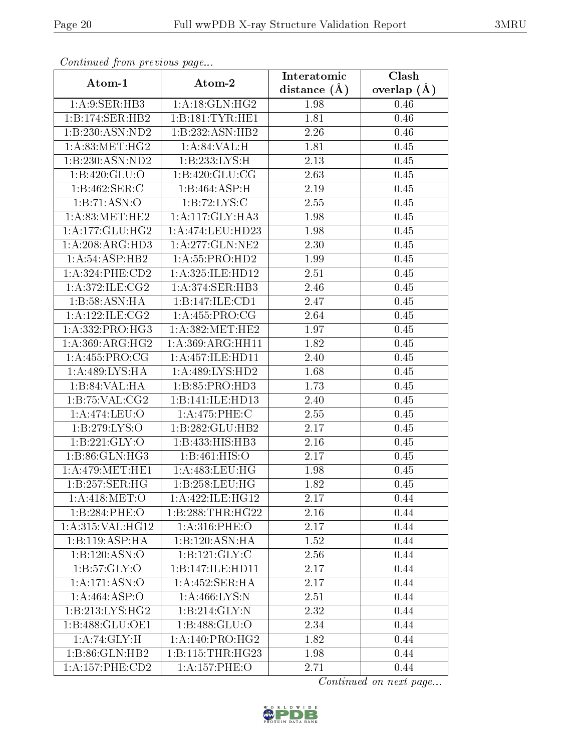*Continued from previous page...*

| Atom-1 | Atom-2 | Interatomic distance (Å) | Clash overlap (Å) |
|---|---|---|---|
| 1:A:9:SER:HB3 | 1:A:18:GLN:HG2 | 1.98 | 0.46 |
| 1:B:174:SER:HB2 | 1:B:181:TYR:HE1 | 1.81 | 0.46 |
| 1:B:230:ASN:ND2 | 1:B:232:ASN:HB2 | 2.26 | 0.46 |
| 1:A:83:MET:HG2 | 1:A:84:VAL:H | 1.81 | 0.45 |
| 1:B:230:ASN:ND2 | 1:B:233:LYS:H | 2.13 | 0.45 |
| 1:B:420:GLU:O | 1:B:420:GLU:CG | 2.63 | 0.45 |
| 1:B:462:SER:C | 1:B:464:ASP:H | 2.19 | 0.45 |
| 1:B:71:ASN:O | 1:B:72:LYS:C | 2.55 | 0.45 |
| 1:A:83:MET:HE2 | 1:A:117:GLY:HA3 | 1.98 | 0.45 |
| 1:A:177:GLU:HG2 | 1:A:474:LEU:HD23 | 1.98 | 0.45 |
| 1:A:208:ARG:HD3 | 1:A:277:GLN:NE2 | 2.30 | 0.45 |
| 1:A:54:ASP:HB2 | 1:A:55:PRO:HD2 | 1.99 | 0.45 |
| 1:A:324:PHE:CD2 | 1:A:325:ILE:HD12 | 2.51 | 0.45 |
| 1:A:372:ILE:CG2 | 1:A:374:SER:HB3 | 2.46 | 0.45 |
| 1:B:58:ASN:HA | 1:B:147:ILE:CD1 | 2.47 | 0.45 |
| 1:A:122:ILE:CG2 | 1:A:455:PRO:CG | 2.64 | 0.45 |
| 1:A:332:PRO:HG3 | 1:A:382:MET:HE2 | 1.97 | 0.45 |
| 1:A:369:ARG:HG2 | 1:A:369:ARG:HH11 | 1.82 | 0.45 |
| 1:A:455:PRO:CG | 1:A:457:ILE:HD11 | 2.40 | 0.45 |
| 1:A:489:LYS:HA | 1:A:489:LYS:HD2 | 1.68 | 0.45 |
| 1:B:84:VAL:HA | 1:B:85:PRO:HD3 | 1.73 | 0.45 |
| 1:B:75:VAL:CG2 | 1:B:141:ILE:HD13 | 2.40 | 0.45 |
| 1:A:474:LEU:O | 1:A:475:PHE:C | 2.55 | 0.45 |
| 1:B:279:LYS:O | 1:B:282:GLU:HB2 | 2.17 | 0.45 |
| 1:B:221:GLY:O | 1:B:433:HIS:HB3 | 2.16 | 0.45 |
| 1:B:86:GLN:HG3 | 1:B:461:HIS:O | 2.17 | 0.45 |
| 1:A:479:MET:HE1 | 1:A:483:LEU:HG | 1.98 | 0.45 |
| 1:B:257:SER:HG | 1:B:258:LEU:HG | 1.82 | 0.45 |
| 1:A:418:MET:O | 1:A:422:ILE:HG12 | 2.17 | 0.44 |
| 1:B:284:PHE:O | 1:B:288:THR:HG22 | 2.16 | 0.44 |
| 1:A:315:VAL:HG12 | 1:A:316:PHE:O | 2.17 | 0.44 |
| 1:B:119:ASP:HA | 1:B:120:ASN:HA | 1.52 | 0.44 |
| 1:B:120:ASN:O | 1:B:121:GLY:C | 2.56 | 0.44 |
| 1:B:57:GLY:O | 1:B:147:ILE:HD11 | 2.17 | 0.44 |
| 1:A:171:ASN:O | 1:A:452:SER:HA | 2.17 | 0.44 |
| 1:A:464:ASP:O | 1:A:466:LYS:N | 2.51 | 0.44 |
| 1:B:213:LYS:HG2 | 1:B:214:GLY:N | 2.32 | 0.44 |
| 1:B:488:GLU:OE1 | 1:B:488:GLU:O | 2.34 | 0.44 |
| 1:A:74:GLY:H | 1:A:140:PRO:HG2 | 1.82 | 0.44 |
| 1:B:86:GLN:HB2 | 1:B:115:THR:HG23 | 1.98 | 0.44 |
| 1:A:157:PHE:CD2 | 1:A:157:PHE:O | 2.71 | 0.44 |

*Continued on next page...*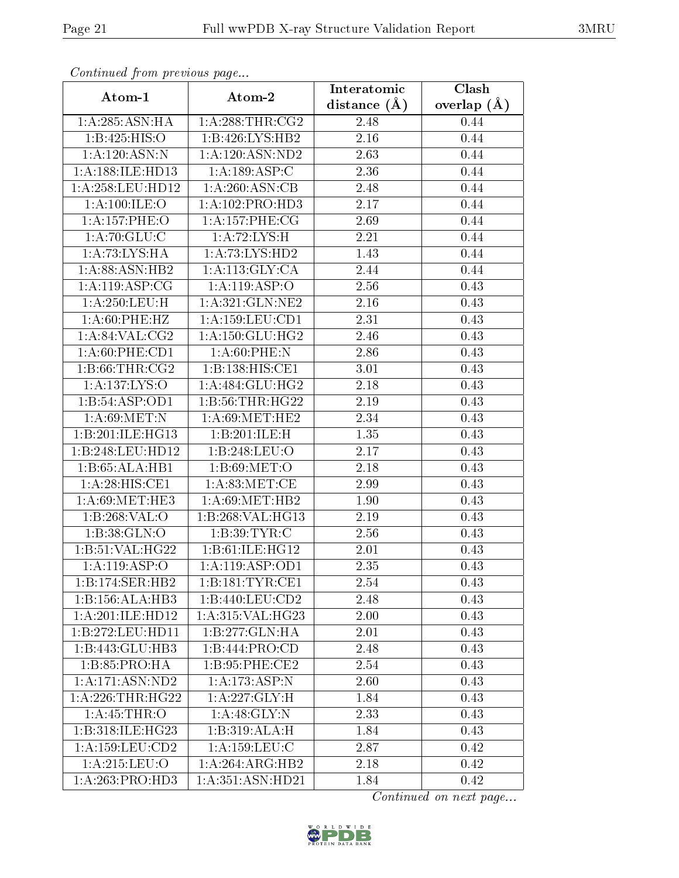*Continued from previous page...*

| Atom-1 | Atom-2 | Interatomic distance (Å) | Clash overlap (Å) |
|---|---|---|---|
| 1:A:285:ASN:HA | 1:A:288:THR:CG2 | 2.48 | 0.44 |
| 1:B:425:HIS:O | 1:B:426:LYS:HB2 | 2.16 | 0.44 |
| 1:A:120:ASN:N | 1:A:120:ASN:ND2 | 2.63 | 0.44 |
| 1:A:188:ILE:HD13 | 1:A:189:ASP:C | 2.36 | 0.44 |
| 1:A:258:LEU:HD12 | 1:A:260:ASN:CB | 2.48 | 0.44 |
| 1:A:100:ILE:O | 1:A:102:PRO:HD3 | 2.17 | 0.44 |
| 1:A:157:PHE:O | 1:A:157:PHE:CG | 2.69 | 0.44 |
| 1:A:70:GLU:C | 1:A:72:LYS:H | 2.21 | 0.44 |
| 1:A:73:LYS:HA | 1:A:73:LYS:HD2 | 1.43 | 0.44 |
| 1:A:88:ASN:HB2 | 1:A:113:GLY:CA | 2.44 | 0.44 |
| 1:A:119:ASP:CG | 1:A:119:ASP:O | 2.56 | 0.43 |
| 1:A:250:LEU:H | 1:A:321:GLN:NE2 | 2.16 | 0.43 |
| 1:A:60:PHE:HZ | 1:A:159:LEU:CD1 | 2.31 | 0.43 |
| 1:A:84:VAL:CG2 | 1:A:150:GLU:HG2 | 2.46 | 0.43 |
| 1:A:60:PHE:CD1 | 1:A:60:PHE:N | 2.86 | 0.43 |
| 1:B:66:THR:CG2 | 1:B:138:HIS:CE1 | 3.01 | 0.43 |
| 1:A:137:LYS:O | 1:A:484:GLU:HG2 | 2.18 | 0.43 |
| 1:B:54:ASP:OD1 | 1:B:56:THR:HG22 | 2.19 | 0.43 |
| 1:A:69:MET:N | 1:A:69:MET:HE2 | 2.34 | 0.43 |
| 1:B:201:ILE:HG13 | 1:B:201:ILE:H | 1.35 | 0.43 |
| 1:B:248:LEU:HD12 | 1:B:248:LEU:O | 2.17 | 0.43 |
| 1:B:65:ALA:HB1 | 1:B:69:MET:O | 2.18 | 0.43 |
| 1:A:28:HIS:CE1 | 1:A:83:MET:CE | 2.99 | 0.43 |
| 1:A:69:MET:HE3 | 1:A:69:MET:HB2 | 1.90 | 0.43 |
| 1:B:268:VAL:O | 1:B:268:VAL:HG13 | 2.19 | 0.43 |
| 1:B:38:GLN:O | 1:B:39:TYR:C | 2.56 | 0.43 |
| 1:B:51:VAL:HG22 | 1:B:61:ILE:HG12 | 2.01 | 0.43 |
| 1:A:119:ASP:O | 1:A:119:ASP:OD1 | 2.35 | 0.43 |
| 1:B:174:SER:HB2 | 1:B:181:TYR:CE1 | 2.54 | 0.43 |
| 1:B:156:ALA:HB3 | 1:B:440:LEU:CD2 | 2.48 | 0.43 |
| 1:A:201:ILE:HD12 | 1:A:315:VAL:HG23 | 2.00 | 0.43 |
| 1:B:272:LEU:HD11 | 1:B:277:GLN:HA | 2.01 | 0.43 |
| 1:B:443:GLU:HB3 | 1:B:444:PRO:CD | 2.48 | 0.43 |
| 1:B:85:PRO:HA | 1:B:95:PHE:CE2 | 2.54 | 0.43 |
| 1:A:171:ASN:ND2 | 1:A:173:ASP:N | 2.60 | 0.43 |
| 1:A:226:THR:HG22 | 1:A:227:GLY:H | 1.84 | 0.43 |
| 1:A:45:THR:O | 1:A:48:GLY:N | 2.33 | 0.43 |
| 1:B:318:ILE:HG23 | 1:B:319:ALA:H | 1.84 | 0.43 |
| 1:A:159:LEU:CD2 | 1:A:159:LEU:C | 2.87 | 0.42 |
| 1:A:215:LEU:O | 1:A:264:ARG:HB2 | 2.18 | 0.42 |
| 1:A:263:PRO:HD3 | 1:A:351:ASN:HD21 | 1.84 | 0.42 |

*Continued on next page...*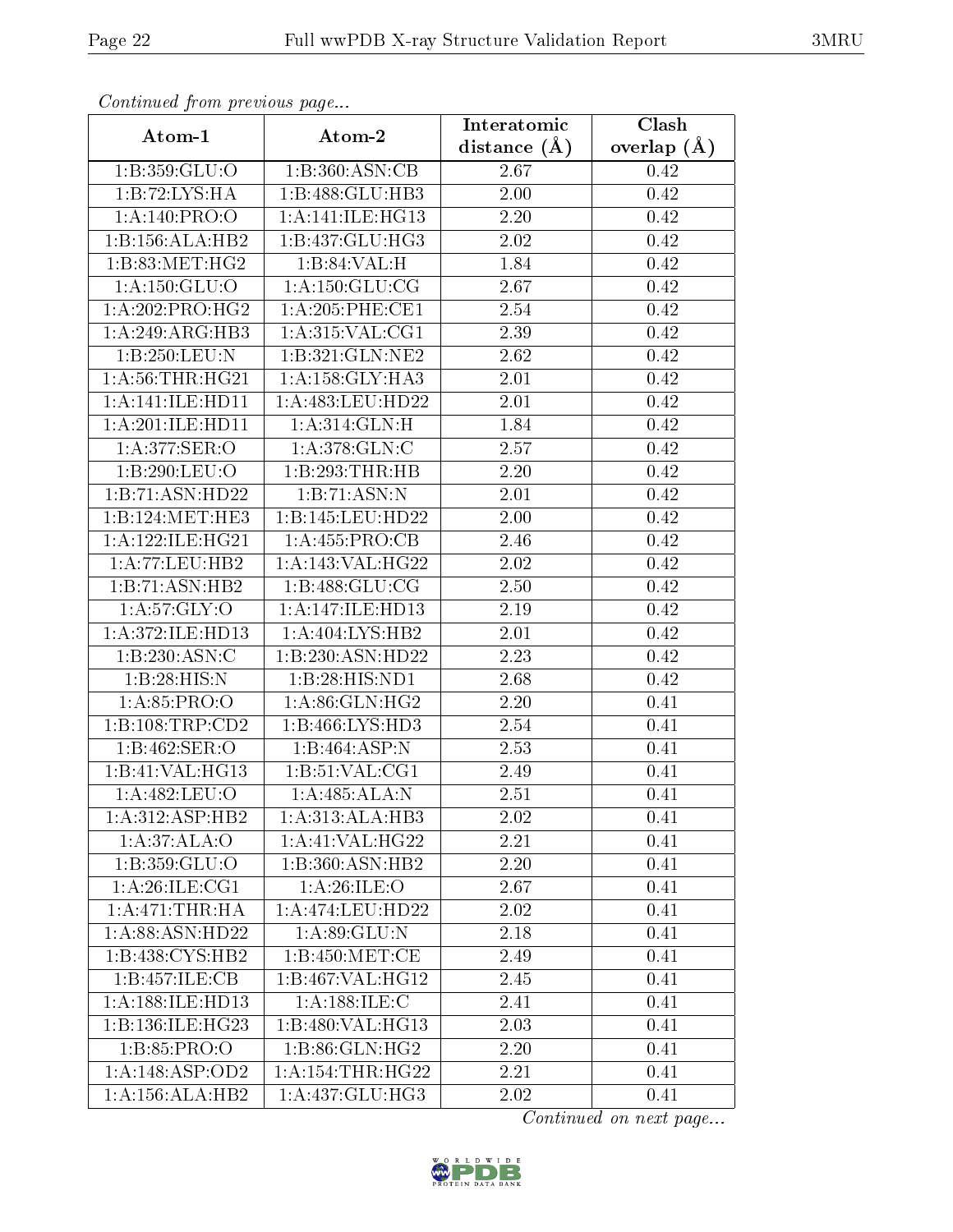*Continued from previous page...*

| Atom-1 | Atom-2 | Interatomic distance (Å) | Clash overlap (Å) |
|---|---|---|---|
| 1:B:359:GLU:O | 1:B:360:ASN:CB | 2.67 | 0.42 |
| 1:B:72:LYS:HA | 1:B:488:GLU:HB3 | 2.00 | 0.42 |
| 1:A:140:PRO:O | 1:A:141:ILE:HG13 | 2.20 | 0.42 |
| 1:B:156:ALA:HB2 | 1:B:437:GLU:HG3 | 2.02 | 0.42 |
| 1:B:83:MET:HG2 | 1:B:84:VAL:H | 1.84 | 0.42 |
| 1:A:150:GLU:O | 1:A:150:GLU:CG | 2.67 | 0.42 |
| 1:A:202:PRO:HG2 | 1:A:205:PHE:CE1 | 2.54 | 0.42 |
| 1:A:249:ARG:HB3 | 1:A:315:VAL:CG1 | 2.39 | 0.42 |
| 1:B:250:LEU:N | 1:B:321:GLN:NE2 | 2.62 | 0.42 |
| 1:A:56:THR:HG21 | 1:A:158:GLY:HA3 | 2.01 | 0.42 |
| 1:A:141:ILE:HD11 | 1:A:483:LEU:HD22 | 2.01 | 0.42 |
| 1:A:201:ILE:HD11 | 1:A:314:GLN:H | 1.84 | 0.42 |
| 1:A:377:SER:O | 1:A:378:GLN:C | 2.57 | 0.42 |
| 1:B:290:LEU:O | 1:B:293:THR:HB | 2.20 | 0.42 |
| 1:B:71:ASN:HD22 | 1:B:71:ASN:N | 2.01 | 0.42 |
| 1:B:124:MET:HE3 | 1:B:145:LEU:HD22 | 2.00 | 0.42 |
| 1:A:122:ILE:HG21 | 1:A:455:PRO:CB | 2.46 | 0.42 |
| 1:A:77:LEU:HB2 | 1:A:143:VAL:HG22 | 2.02 | 0.42 |
| 1:B:71:ASN:HB2 | 1:B:488:GLU:CG | 2.50 | 0.42 |
| 1:A:57:GLY:O | 1:A:147:ILE:HD13 | 2.19 | 0.42 |
| 1:A:372:ILE:HD13 | 1:A:404:LYS:HB2 | 2.01 | 0.42 |
| 1:B:230:ASN:C | 1:B:230:ASN:HD22 | 2.23 | 0.42 |
| 1:B:28:HIS:N | 1:B:28:HIS:ND1 | 2.68 | 0.42 |
| 1:A:85:PRO:O | 1:A:86:GLN:HG2 | 2.20 | 0.41 |
| 1:B:108:TRP:CD2 | 1:B:466:LYS:HD3 | 2.54 | 0.41 |
| 1:B:462:SER:O | 1:B:464:ASP:N | 2.53 | 0.41 |
| 1:B:41:VAL:HG13 | 1:B:51:VAL:CG1 | 2.49 | 0.41 |
| 1:A:482:LEU:O | 1:A:485:ALA:N | 2.51 | 0.41 |
| 1:A:312:ASP:HB2 | 1:A:313:ALA:HB3 | 2.02 | 0.41 |
| 1:A:37:ALA:O | 1:A:41:VAL:HG22 | 2.21 | 0.41 |
| 1:B:359:GLU:O | 1:B:360:ASN:HB2 | 2.20 | 0.41 |
| 1:A:26:ILE:CG1 | 1:A:26:ILE:O | 2.67 | 0.41 |
| 1:A:471:THR:HA | 1:A:474:LEU:HD22 | 2.02 | 0.41 |
| 1:A:88:ASN:HD22 | 1:A:89:GLU:N | 2.18 | 0.41 |
| 1:B:438:CYS:HB2 | 1:B:450:MET:CE | 2.49 | 0.41 |
| 1:B:457:ILE:CB | 1:B:467:VAL:HG12 | 2.45 | 0.41 |
| 1:A:188:ILE:HD13 | 1:A:188:ILE:C | 2.41 | 0.41 |
| 1:B:136:ILE:HG23 | 1:B:480:VAL:HG13 | 2.03 | 0.41 |
| 1:B:85:PRO:O | 1:B:86:GLN:HG2 | 2.20 | 0.41 |
| 1:A:148:ASP:OD2 | 1:A:154:THR:HG22 | 2.21 | 0.41 |
| 1:A:156:ALA:HB2 | 1:A:437:GLU:HG3 | 2.02 | 0.41 |

*Continued on next page...*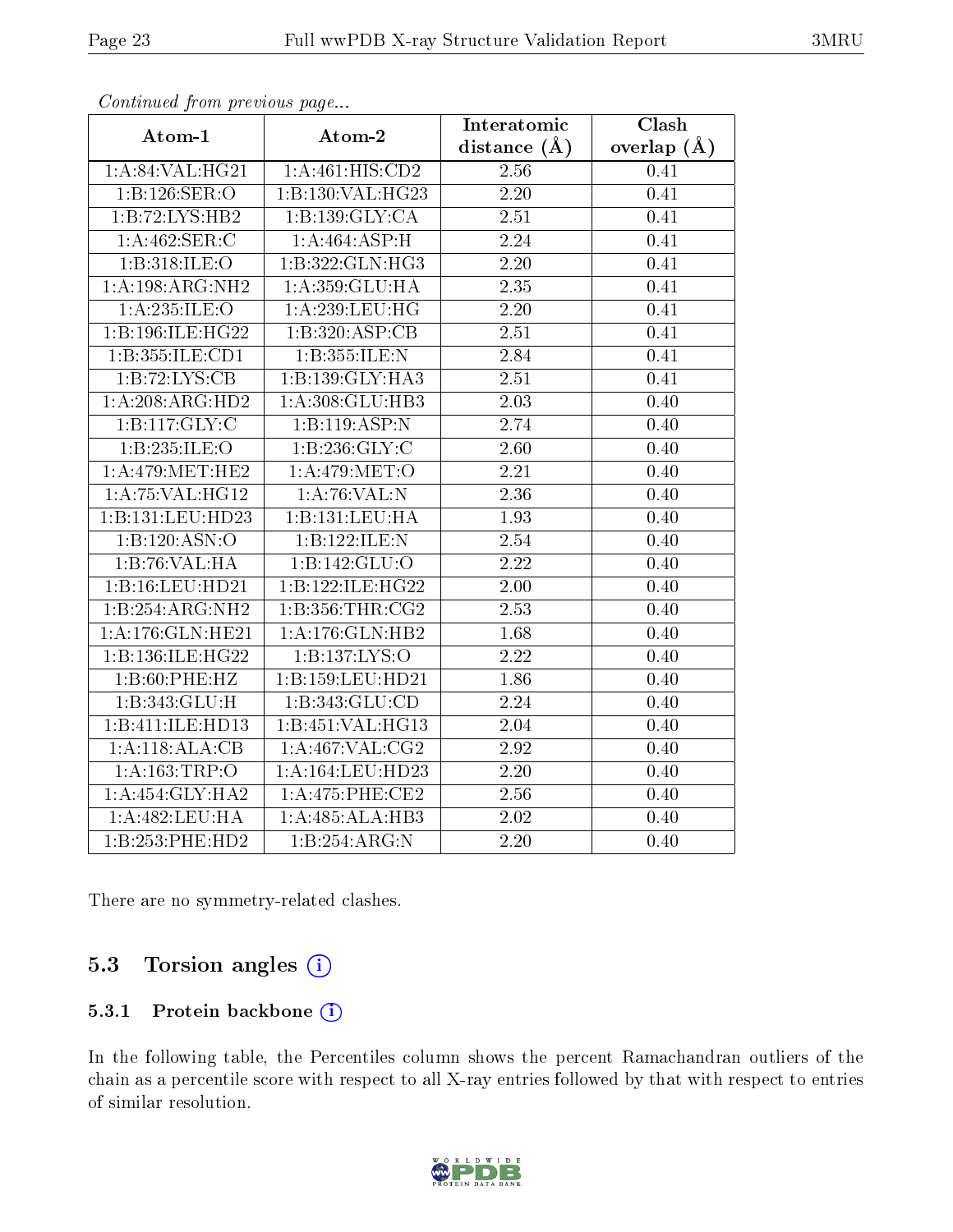*Continued from previous page...*

| Atom-1 | Atom-2 | Interatomic distance (Å) | Clash overlap (Å) |
|---|---|---|---|
| 1:A:84:VAL:HG21 | 1:A:461:HIS:CD2 | 2.56 | 0.41 |
| 1:B:126:SER:O | 1:B:130:VAL:HG23 | 2.20 | 0.41 |
| 1:B:72:LYS:HB2 | 1:B:139:GLY:CA | 2.51 | 0.41 |
| 1:A:462:SER:C | 1:A:464:ASP:H | 2.24 | 0.41 |
| 1:B:318:ILE:O | 1:B:322:GLN:HG3 | 2.20 | 0.41 |
| 1:A:198:ARG:NH2 | 1:A:359:GLU:HA | 2.35 | 0.41 |
| 1:A:235:ILE:O | 1:A:239:LEU:HG | 2.20 | 0.41 |
| 1:B:196:ILE:HG22 | 1:B:320:ASP:CB | 2.51 | 0.41 |
| 1:B:355:ILE:CD1 | 1:B:355:ILE:N | 2.84 | 0.41 |
| 1:B:72:LYS:CB | 1:B:139:GLY:HA3 | 2.51 | 0.41 |
| 1:A:208:ARG:HD2 | 1:A:308:GLU:HB3 | 2.03 | 0.40 |
| 1:B:117:GLY:C | 1:B:119:ASP:N | 2.74 | 0.40 |
| 1:B:235:ILE:O | 1:B:236:GLY:C | 2.60 | 0.40 |
| 1:A:479:MET:HE2 | 1:A:479:MET:O | 2.21 | 0.40 |
| 1:A:75:VAL:HG12 | 1:A:76:VAL:N | 2.36 | 0.40 |
| 1:B:131:LEU:HD23 | 1:B:131:LEU:HA | 1.93 | 0.40 |
| 1:B:120:ASN:O | 1:B:122:ILE:N | 2.54 | 0.40 |
| 1:B:76:VAL:HA | 1:B:142:GLU:O | 2.22 | 0.40 |
| 1:B:16:LEU:HD21 | 1:B:122:ILE:HG22 | 2.00 | 0.40 |
| 1:B:254:ARG:NH2 | 1:B:356:THR:CG2 | 2.53 | 0.40 |
| 1:A:176:GLN:HE21 | 1:A:176:GLN:HB2 | 1.68 | 0.40 |
| 1:B:136:ILE:HG22 | 1:B:137:LYS:O | 2.22 | 0.40 |
| 1:B:60:PHE:HZ | 1:B:159:LEU:HD21 | 1.86 | 0.40 |
| 1:B:343:GLU:H | 1:B:343:GLU:CD | 2.24 | 0.40 |
| 1:B:411:ILE:HD13 | 1:B:451:VAL:HG13 | 2.04 | 0.40 |
| 1:A:118:ALA:CB | 1:A:467:VAL:CG2 | 2.92 | 0.40 |
| 1:A:163:TRP:O | 1:A:164:LEU:HD23 | 2.20 | 0.40 |
| 1:A:454:GLY:HA2 | 1:A:475:PHE:CE2 | 2.56 | 0.40 |
| 1:A:482:LEU:HA | 1:A:485:ALA:HB3 | 2.02 | 0.40 |
| 1:B:253:PHE:HD2 | 1:B:254:ARG:N | 2.20 | 0.40 |

There are no symmetry-related clashes.

## 5.3 Torsion angles

### 5.3.1 Protein backbone

In the following table, the Percentiles column shows the percent Ramachandran outliers of the chain as a percentile score with respect to all X-ray entries followed by that with respect to entries of similar resolution.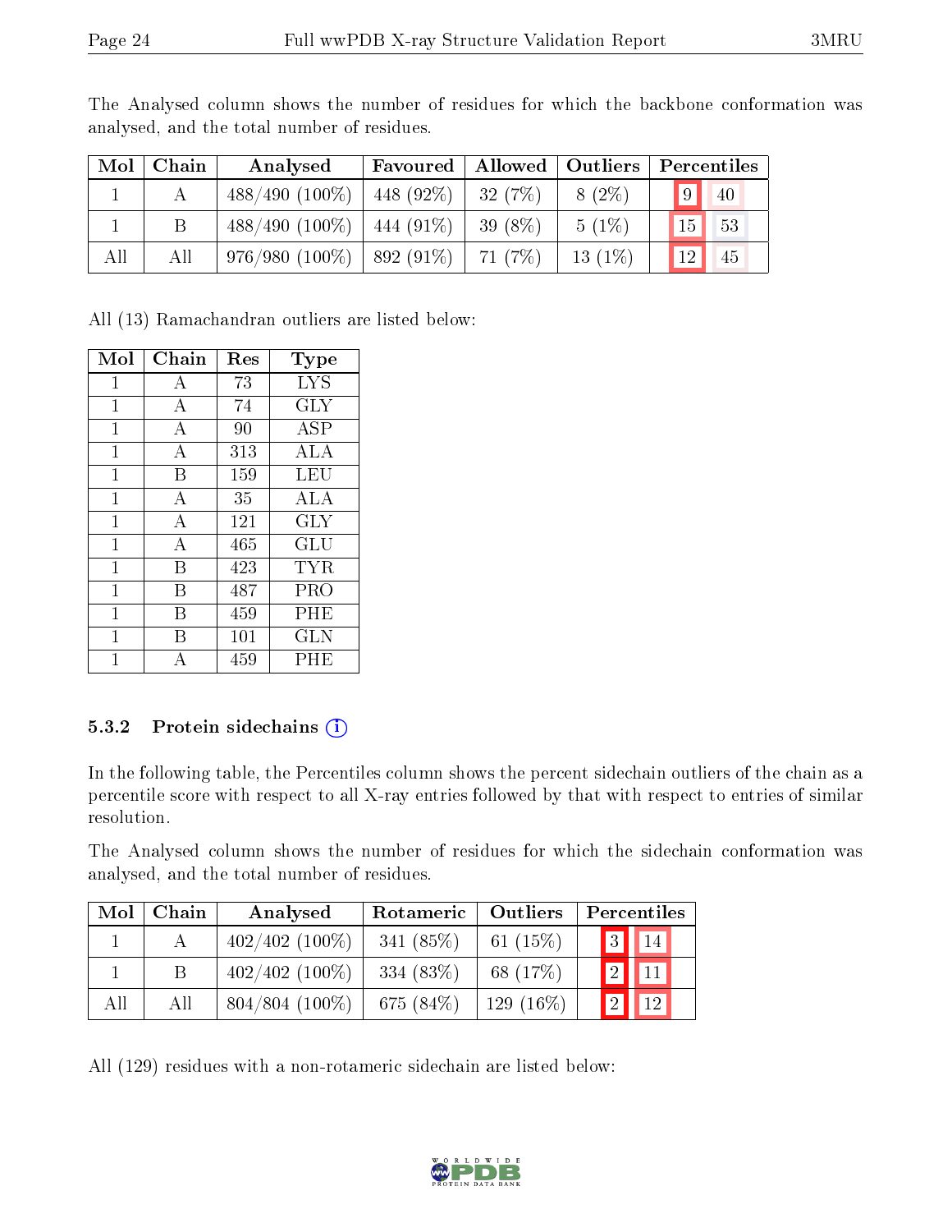The Analysed column shows the number of residues for which the backbone conformation was analysed, and the total number of residues.

| Mol | Chain | Analysed | Favoured | Allowed | Outliers | Percentiles | |
|---|---|---|---|---|---|---|---|
| 1 | A | 488/490 (100%) | 448 (92%) | 32 (7%) | 8 (2%) | 9 | 40 |
| 1 | B | 488/490 (100%) | 444 (91%) | 39 (8%) | 5 (1%) | 15 | 53 |
| All | All | 976/980 (100%) | 892 (91%) | 71 (7%) | 13 (1%) | 12 | 45 |

All (13) Ramachandran outliers are listed below:

| Mol | Chain | Res | Type |
|---|---|---|---|
| 1 | A | 73 | LYS |
| 1 | A | 74 | GLY |
| 1 | A | 90 | ASP |
| 1 | A | 313 | ALA |
| 1 | B | 159 | LEU |
| 1 | A | 35 | ALA |
| 1 | A | 121 | GLY |
| 1 | A | 465 | GLU |
| 1 | B | 423 | TYR |
| 1 | B | 487 | PRO |
| 1 | B | 459 | PHE |
| 1 | B | 101 | GLN |
| 1 | A | 459 | PHE |

### 5.3.2 Protein sidechains (i)

In the following table, the Percentiles column shows the percent sidechain outliers of the chain as a percentile score with respect to all X-ray entries followed by that with respect to entries of similar resolution.

The Analysed column shows the number of residues for which the sidechain conformation was analysed, and the total number of residues.

| Mol | Chain | Analysed | Rotameric | Outliers | Percentiles | |
|---|---|---|---|---|---|---|
| 1 | A | 402/402 (100%) | 341 (85%) | 61 (15%) | 3 | 14 |
| 1 | B | 402/402 (100%) | 334 (83%) | 68 (17%) | 2 | 11 |
| All | All | 804/804 (100%) | 675 (84%) | 129 (16%) | 2 | 12 |

All (129) residues with a non-rotameric sidechain are listed below: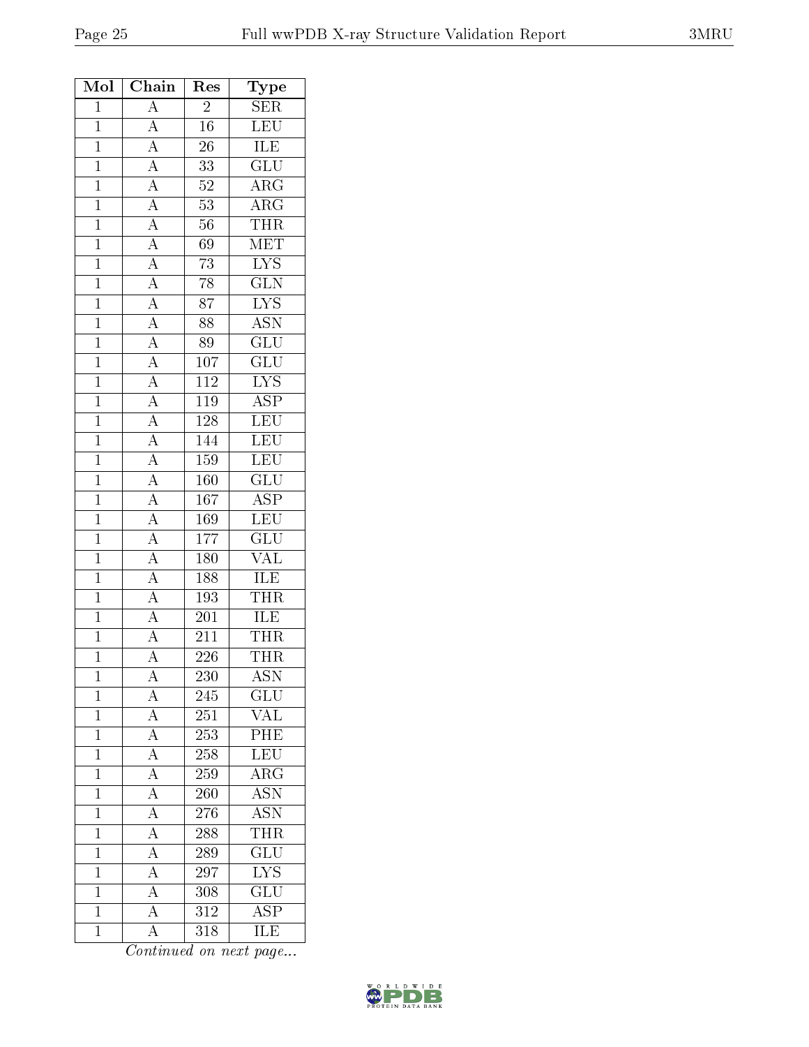| Mol | Chain | Res | Type |
|---|---|---|---|
| 1 | A | 2 | SER |
| 1 | A | 16 | LEU |
| 1 | A | 26 | ILE |
| 1 | A | 33 | GLU |
| 1 | A | 52 | ARG |
| 1 | A | 53 | ARG |
| 1 | A | 56 | THR |
| 1 | A | 69 | MET |
| 1 | A | 73 | LYS |
| 1 | A | 78 | GLN |
| 1 | A | 87 | LYS |
| 1 | A | 88 | ASN |
| 1 | A | 89 | GLU |
| 1 | A | 107 | GLU |
| 1 | A | 112 | LYS |
| 1 | A | 119 | ASP |
| 1 | A | 128 | LEU |
| 1 | A | 144 | LEU |
| 1 | A | 159 | LEU |
| 1 | A | 160 | GLU |
| 1 | A | 167 | ASP |
| 1 | A | 169 | LEU |
| 1 | A | 177 | GLU |
| 1 | A | 180 | VAL |
| 1 | A | 188 | ILE |
| 1 | A | 193 | THR |
| 1 | A | 201 | ILE |
| 1 | A | 211 | THR |
| 1 | A | 226 | THR |
| 1 | A | 230 | ASN |
| 1 | A | 245 | GLU |
| 1 | A | 251 | VAL |
| 1 | A | 253 | PHE |
| 1 | A | 258 | LEU |
| 1 | A | 259 | ARG |
| 1 | A | 260 | ASN |
| 1 | A | 276 | ASN |
| 1 | A | 288 | THR |
| 1 | A | 289 | GLU |
| 1 | A | 297 | LYS |
| 1 | A | 308 | GLU |
| 1 | A | 312 | ASP |
| 1 | A | 318 | ILE |

*Continued on next page...*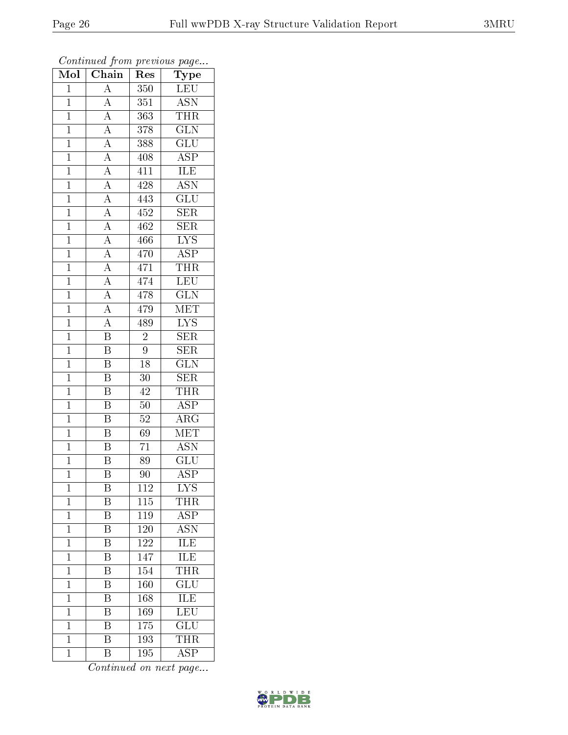*Continued from previous page...*

| Mol | Chain | Res | Type |
| --- | --- | --- | --- |
| 1 | A | 350 | LEU |
| 1 | A | 351 | ASN |
| 1 | A | 363 | THR |
| 1 | A | 378 | GLN |
| 1 | A | 388 | GLU |
| 1 | A | 408 | ASP |
| 1 | A | 411 | ILE |
| 1 | A | 428 | ASN |
| 1 | A | 443 | GLU |
| 1 | A | 452 | SER |
| 1 | A | 462 | SER |
| 1 | A | 466 | LYS |
| 1 | A | 470 | ASP |
| 1 | A | 471 | THR |
| 1 | A | 474 | LEU |
| 1 | A | 478 | GLN |
| 1 | A | 479 | MET |
| 1 | A | 489 | LYS |
| 1 | B | 2 | SER |
| 1 | B | 9 | SER |
| 1 | B | 18 | GLN |
| 1 | B | 30 | SER |
| 1 | B | 42 | THR |
| 1 | B | 50 | ASP |
| 1 | B | 52 | ARG |
| 1 | B | 69 | MET |
| 1 | B | 71 | ASN |
| 1 | B | 89 | GLU |
| 1 | B | 90 | ASP |
| 1 | B | 112 | LYS |
| 1 | B | 115 | THR |
| 1 | B | 119 | ASP |
| 1 | B | 120 | ASN |
| 1 | B | 122 | ILE |
| 1 | B | 147 | ILE |
| 1 | B | 154 | THR |
| 1 | B | 160 | GLU |
| 1 | B | 168 | ILE |
| 1 | B | 169 | LEU |
| 1 | B | 175 | GLU |
| 1 | B | 193 | THR |
| 1 | B | 195 | ASP |

*Continued on next page...*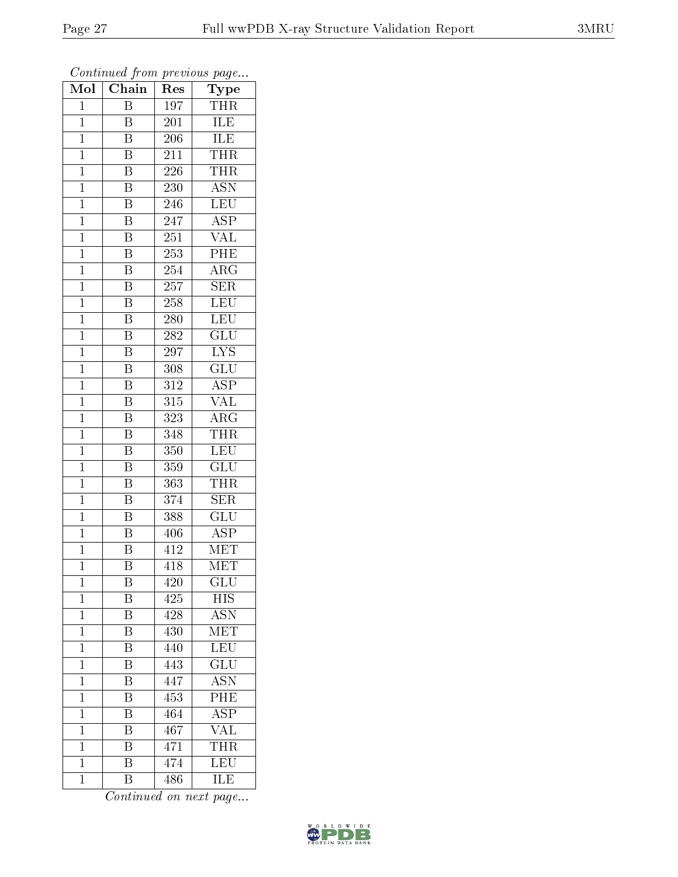*Continued from previous page...*

| Mol | Chain | Res | Type |
|---|---|---|---|
| 1 | B | 197 | THR |
| 1 | B | 201 | ILE |
| 1 | B | 206 | ILE |
| 1 | B | 211 | THR |
| 1 | B | 226 | THR |
| 1 | B | 230 | ASN |
| 1 | B | 246 | LEU |
| 1 | B | 247 | ASP |
| 1 | B | 251 | VAL |
| 1 | B | 253 | PHE |
| 1 | B | 254 | ARG |
| 1 | B | 257 | SER |
| 1 | B | 258 | LEU |
| 1 | B | 280 | LEU |
| 1 | B | 282 | GLU |
| 1 | B | 297 | LYS |
| 1 | B | 308 | GLU |
| 1 | B | 312 | ASP |
| 1 | B | 315 | VAL |
| 1 | B | 323 | ARG |
| 1 | B | 348 | THR |
| 1 | B | 350 | LEU |
| 1 | B | 359 | GLU |
| 1 | B | 363 | THR |
| 1 | B | 374 | SER |
| 1 | B | 388 | GLU |
| 1 | B | 406 | ASP |
| 1 | B | 412 | MET |
| 1 | B | 418 | MET |
| 1 | B | 420 | GLU |
| 1 | B | 425 | HIS |
| 1 | B | 428 | ASN |
| 1 | B | 430 | MET |
| 1 | B | 440 | LEU |
| 1 | B | 443 | GLU |
| 1 | B | 447 | ASN |
| 1 | B | 453 | PHE |
| 1 | B | 464 | ASP |
| 1 | B | 467 | VAL |
| 1 | B | 471 | THR |
| 1 | B | 474 | LEU |
| 1 | B | 486 | ILE |

*Continued on next page...*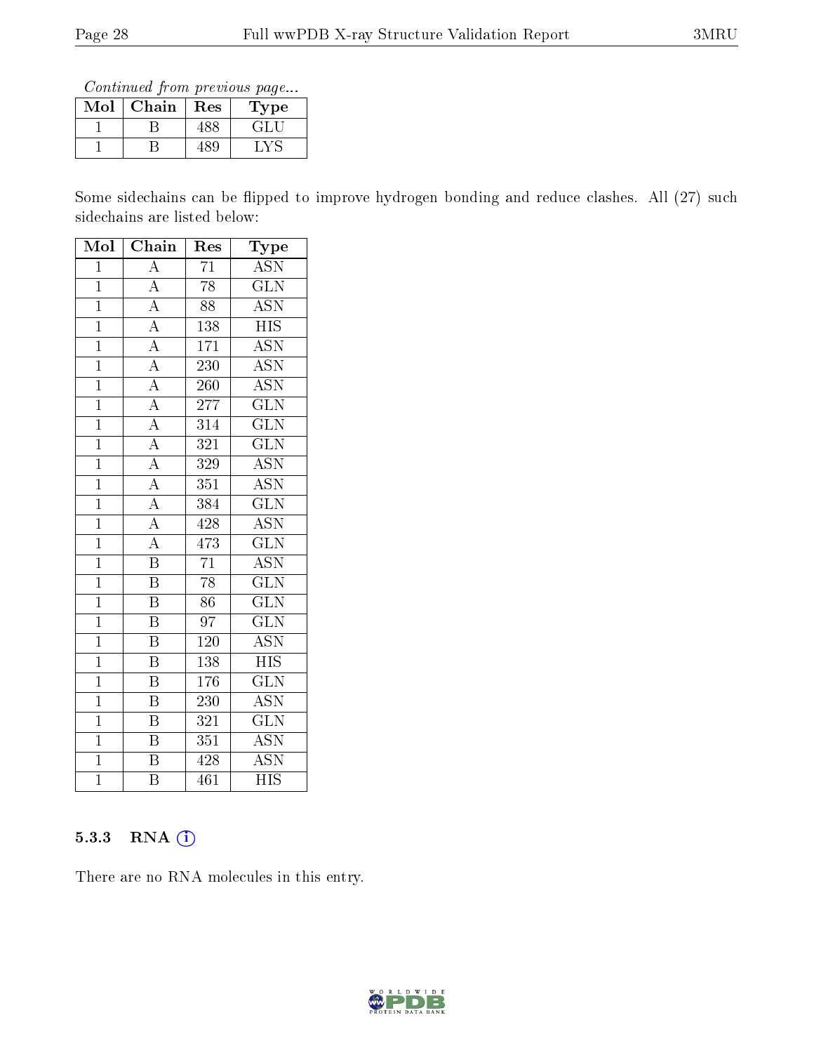*Continued from previous page...*

| Mol | Chain | Res | Type |
|---|---|---|---|
| 1 | B | 488 | GLU |
| 1 | B | 489 | LYS |

Some sidechains can be flipped to improve hydrogen bonding and reduce clashes. All (27) such sidechains are listed below:

| Mol | Chain | Res | Type |
|---|---|---|---|
| 1 | A | 71 | ASN |
| 1 | A | 78 | GLN |
| 1 | A | 88 | ASN |
| 1 | A | 138 | HIS |
| 1 | A | 171 | ASN |
| 1 | A | 230 | ASN |
| 1 | A | 260 | ASN |
| 1 | A | 277 | GLN |
| 1 | A | 314 | GLN |
| 1 | A | 321 | GLN |
| 1 | A | 329 | ASN |
| 1 | A | 351 | ASN |
| 1 | A | 384 | GLN |
| 1 | A | 428 | ASN |
| 1 | A | 473 | GLN |
| 1 | B | 71 | ASN |
| 1 | B | 78 | GLN |
| 1 | B | 86 | GLN |
| 1 | B | 97 | GLN |
| 1 | B | 120 | ASN |
| 1 | B | 138 | HIS |
| 1 | B | 176 | GLN |
| 1 | B | 230 | ASN |
| 1 | B | 321 | GLN |
| 1 | B | 351 | ASN |
| 1 | B | 428 | ASN |
| 1 | B | 461 | HIS |

### 5.3.3 RNA (i)

There are no RNA molecules in this entry.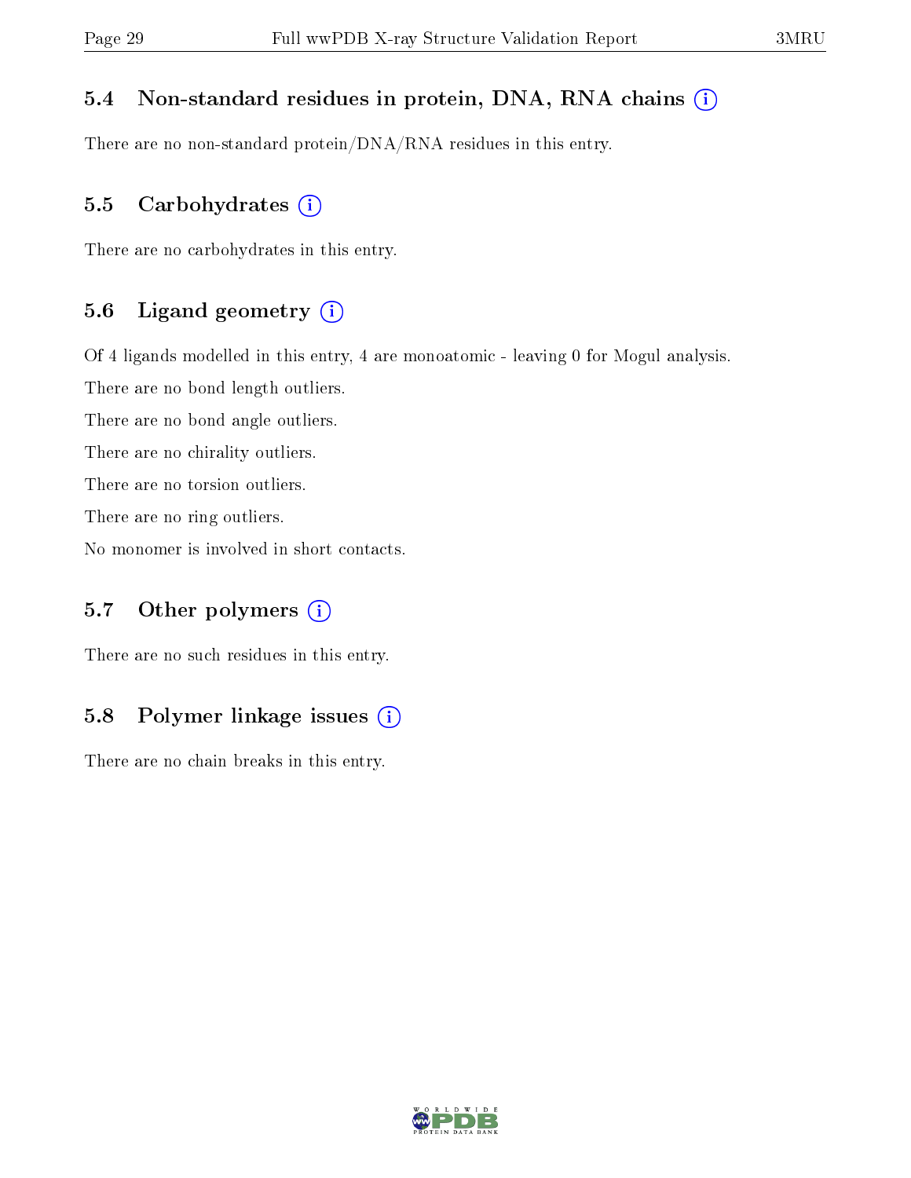### 5.4 Non-standard residues in protein, DNA, RNA chains (i)

There are no non-standard protein/DNA/RNA residues in this entry.

### 5.5 Carbohydrates (i)

There are no carbohydrates in this entry.

### 5.6 Ligand geometry (i)

Of 4 ligands modelled in this entry, 4 are monoatomic - leaving 0 for Mogul analysis.

There are no bond length outliers.

There are no bond angle outliers.

There are no chirality outliers.

There are no torsion outliers.

There are no ring outliers.

No monomer is involved in short contacts.

### 5.7 Other polymers (i)

There are no such residues in this entry.

### 5.8 Polymer linkage issues (i)

There are no chain breaks in this entry.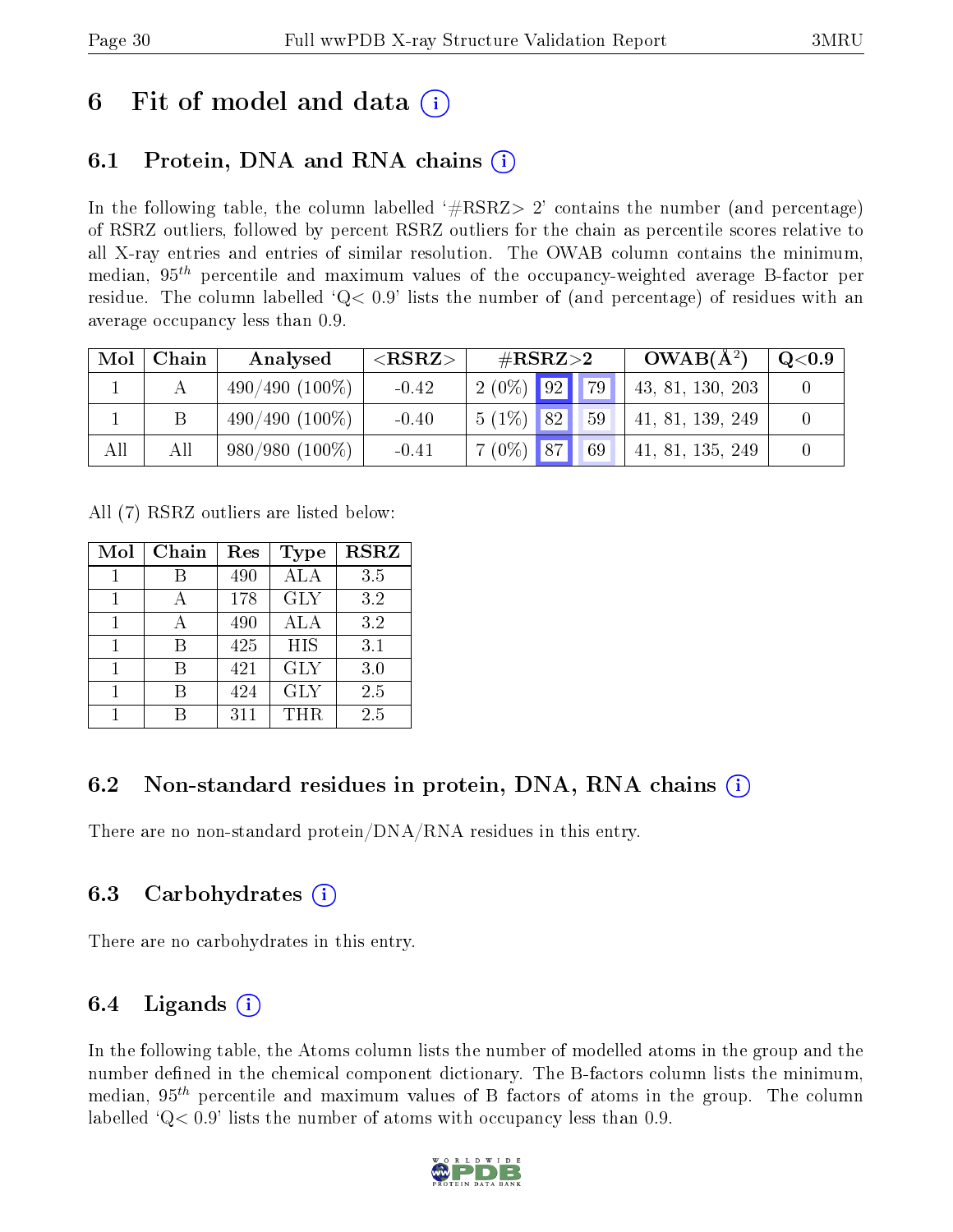# 6 Fit of model and data (i)

## 6.1 Protein, DNA and RNA chains (i)

In the following table, the column labelled '#RSRZ> 2' contains the number (and percentage) of RSRZ outliers, followed by percent RSRZ outliers for the chain as percentile scores relative to all X-ray entries and entries of similar resolution. The OWAB column contains the minimum, median, $95^{th}$ percentile and maximum values of the occupancy-weighted average B-factor per residue. The column labelled 'Q< 0.9' lists the number of (and percentage) of residues with an average occupancy less than 0.9.

| Mol | Chain | Analysed | <RSRZ> | #RSRZ>2 | | | OWAB(Å$^2$) | Q<0.9 |
|---|---|---|---|---|---|---|---|---|
| 1 | A | 490/490 (100%) | -0.42 | 2 (0%) | 92 | 79 | 43, 81, 130, 203 | 0 |
| 1 | B | 490/490 (100%) | -0.40 | 5 (1%) | 82 | 59 | 41, 81, 139, 249 | 0 |
| All | All | 980/980 (100%) | -0.41 | 7 (0%) | 87 | 69 | 41, 81, 135, 249 | 0 |

All (7) RSRZ outliers are listed below:

| Mol | Chain | Res | Type | RSRZ |
|---|---|---|---|---|
| 1 | B | 490 | ALA | 3.5 |
| 1 | A | 178 | GLY | 3.2 |
| 1 | A | 490 | ALA | 3.2 |
| 1 | B | 425 | HIS | 3.1 |
| 1 | B | 421 | GLY | 3.0 |
| 1 | B | 424 | GLY | 2.5 |
| 1 | B | 311 | THR | 2.5 |

## 6.2 Non-standard residues in protein, DNA, RNA chains (i)

There are no non-standard protein/DNA/RNA residues in this entry.

## 6.3 Carbohydrates (i)

There are no carbohydrates in this entry.

## 6.4 Ligands (i)

In the following table, the Atoms column lists the number of modelled atoms in the group and the number defined in the chemical component dictionary. The B-factors column lists the minimum, median, $95^{th}$ percentile and maximum values of B factors of atoms in the group. The column labelled 'Q< 0.9' lists the number of atoms with occupancy less than 0.9.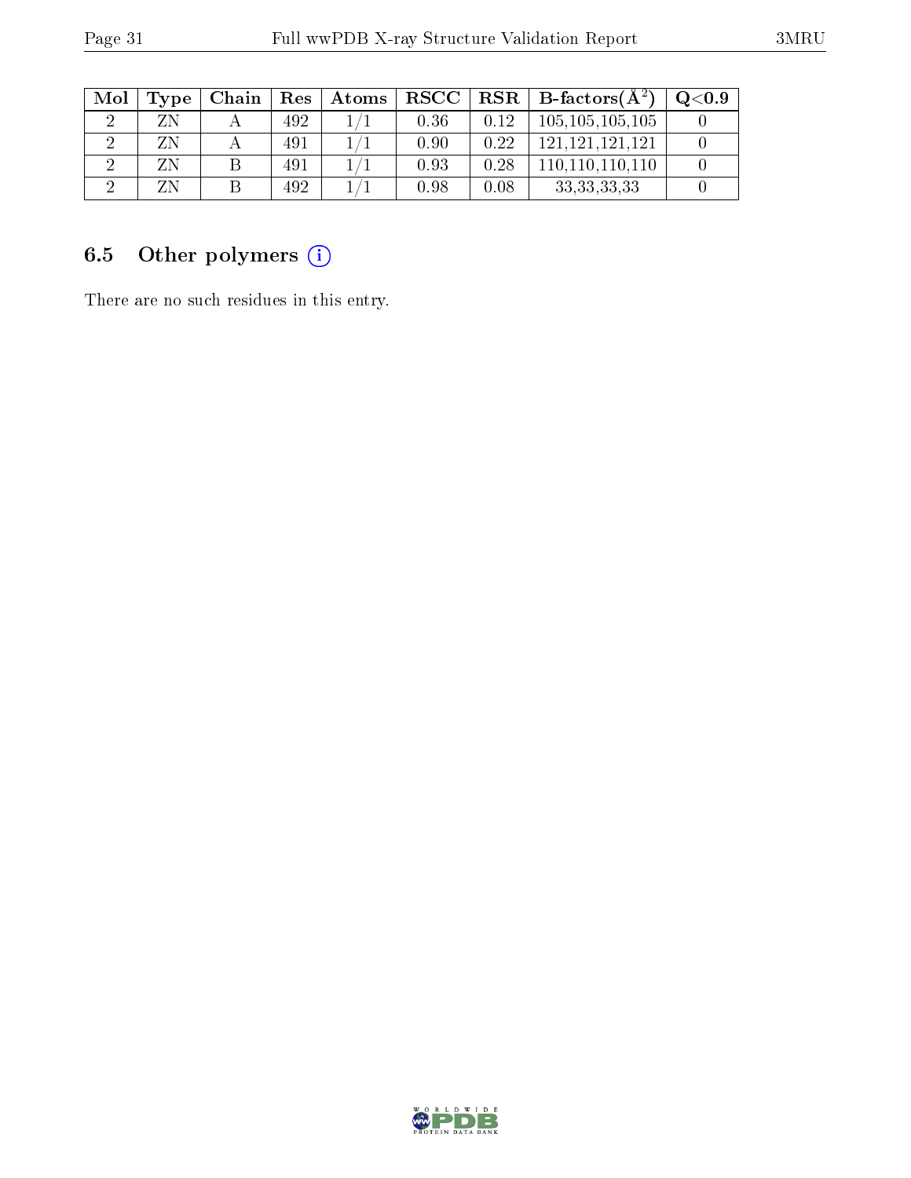| Mol | Type | Chain | Res | Atoms | RSCC | RSR | B-factors($Å^2$) | Q<0.9 |
|---|---|---|---|---|---|---|---|---|
| 2 | ZN | A | 492 | 1/1 | 0.36 | 0.12 | 105,105,105,105 | 0 |
| 2 | ZN | A | 491 | 1/1 | 0.90 | 0.22 | 121,121,121,121 | 0 |
| 2 | ZN | B | 491 | 1/1 | 0.93 | 0.28 | 110,110,110,110 | 0 |
| 2 | ZN | B | 492 | 1/1 | 0.98 | 0.08 | 33,33,33,33 | 0 |

### 6.5 Other polymers (i)

There are no such residues in this entry.